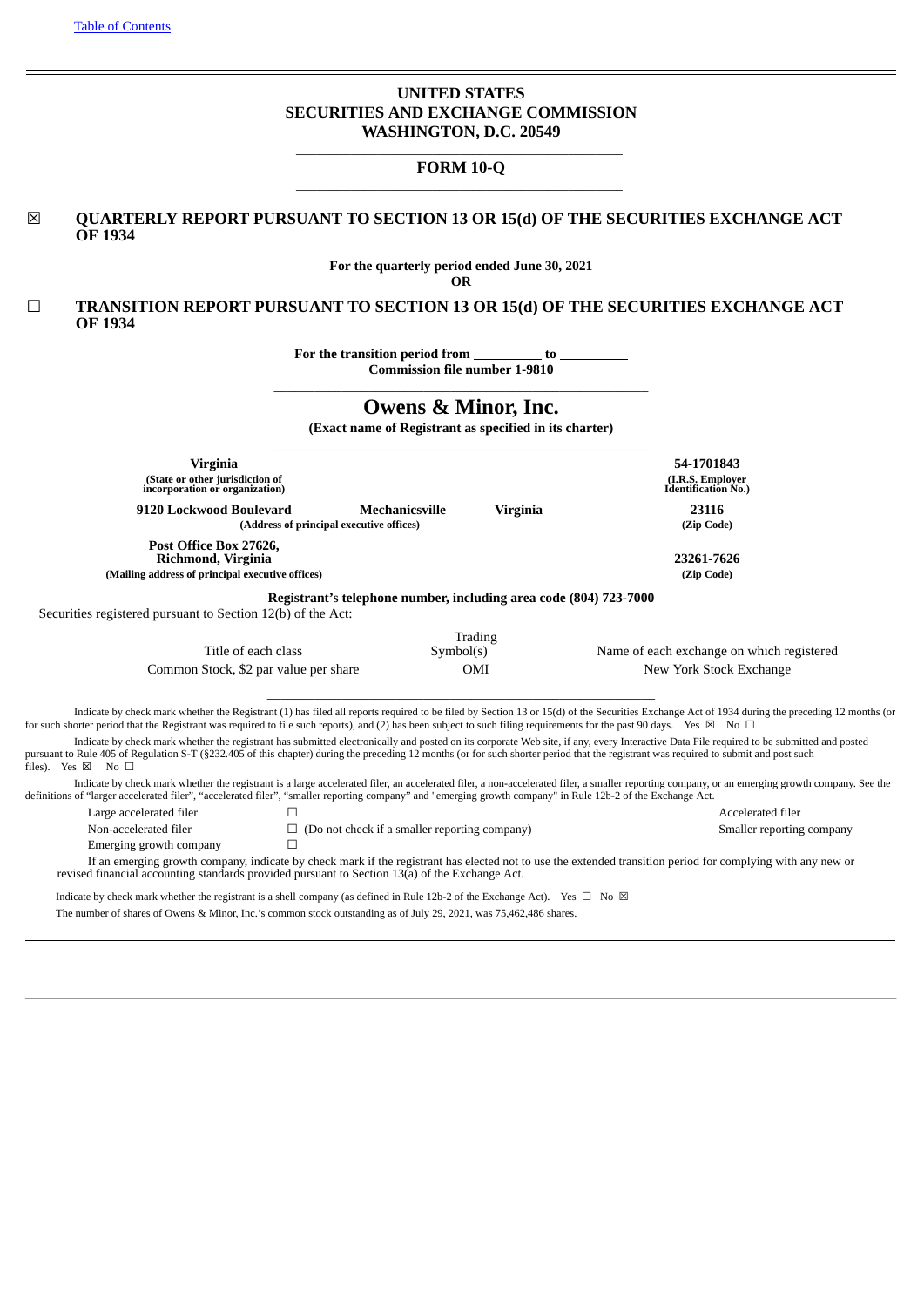[Table of Contents]

# UNITED STATES
# SECURITIES AND EXCHANGE COMMISSION
## WASHINGTON, D.C. 20549

## FORM 10-Q

☒ **QUARTERLY REPORT PURSUANT TO SECTION 13 OR 15(d) OF THE SECURITIES EXCHANGE ACT OF 1934**

**For the quarterly period ended June 30, 2021**

**OR**

☐ **TRANSITION REPORT PURSUANT TO SECTION 13 OR 15(d) OF THE SECURITIES EXCHANGE ACT OF 1934**

**For the transition period from \_\_\_\_\_\_\_\_\_\_ to \_\_\_\_\_\_\_\_\_\_**

**Commission file number 1-9810**

# Owens & Minor, Inc.

**(Exact name of Registrant as specified in its charter)**

| | |
|---|---|
| **Virginia**<br>**(State or other jurisdiction of incorporation or organization)** | **54-1701843**<br>**(I.R.S. Employer Identification No.)** |
| **9120 Lockwood Boulevard Mechanicsville Virginia**<br>**(Address of principal executive offices)** | **23116**<br>**(Zip Code)** |
| **Post Office Box 27626, Richmond, Virginia**<br>**(Mailing address of principal executive offices)** | **23261-7626**<br>**(Zip Code)** |

**Registrant's telephone number, including area code (804) 723-7000**

Securities registered pursuant to Section 12(b) of the Act:

| Title of each class | Trading Symbol(s) | Name of each exchange on which registered |
|---|---|---|
| Common Stock, $2 par value per share | OMI | New York Stock Exchange |

Indicate by check mark whether the Registrant (1) has filed all reports required to be filed by Section 13 or 15(d) of the Securities Exchange Act of 1934 during the preceding 12 months (or for such shorter period that the Registrant was required to file such reports), and (2) has been subject to such filing requirements for the past 90 days. Yes ☒ No ☐

Indicate by check mark whether the registrant has submitted electronically and posted on its corporate Web site, if any, every Interactive Data File required to be submitted and posted pursuant to Rule 405 of Regulation S-T (§232.405 of this chapter) during the preceding 12 months (or for such shorter period that the registrant was required to submit and post such files). Yes ☒ No ☐

Indicate by check mark whether the registrant is a large accelerated filer, an accelerated filer, a non-accelerated filer, a smaller reporting company, or an emerging growth company. See the definitions of "larger accelerated filer", "accelerated filer", "smaller reporting company" and "emerging growth company" in Rule 12b-2 of the Exchange Act.

| | | |
|---|---|---|
| Large accelerated filer | ☐ | Accelerated filer |
| Non-accelerated filer | ☐ (Do not check if a smaller reporting company) | Smaller reporting company |
| Emerging growth company | ☐ | |

If an emerging growth company, indicate by check mark if the registrant has elected not to use the extended transition period for complying with any new or revised financial accounting standards provided pursuant to Section 13(a) of the Exchange Act.

Indicate by check mark whether the registrant is a shell company (as defined in Rule 12b-2 of the Exchange Act). Yes ☐ No ☒

The number of shares of Owens & Minor, Inc.'s common stock outstanding as of July 29, 2021, was 75,462,486 shares.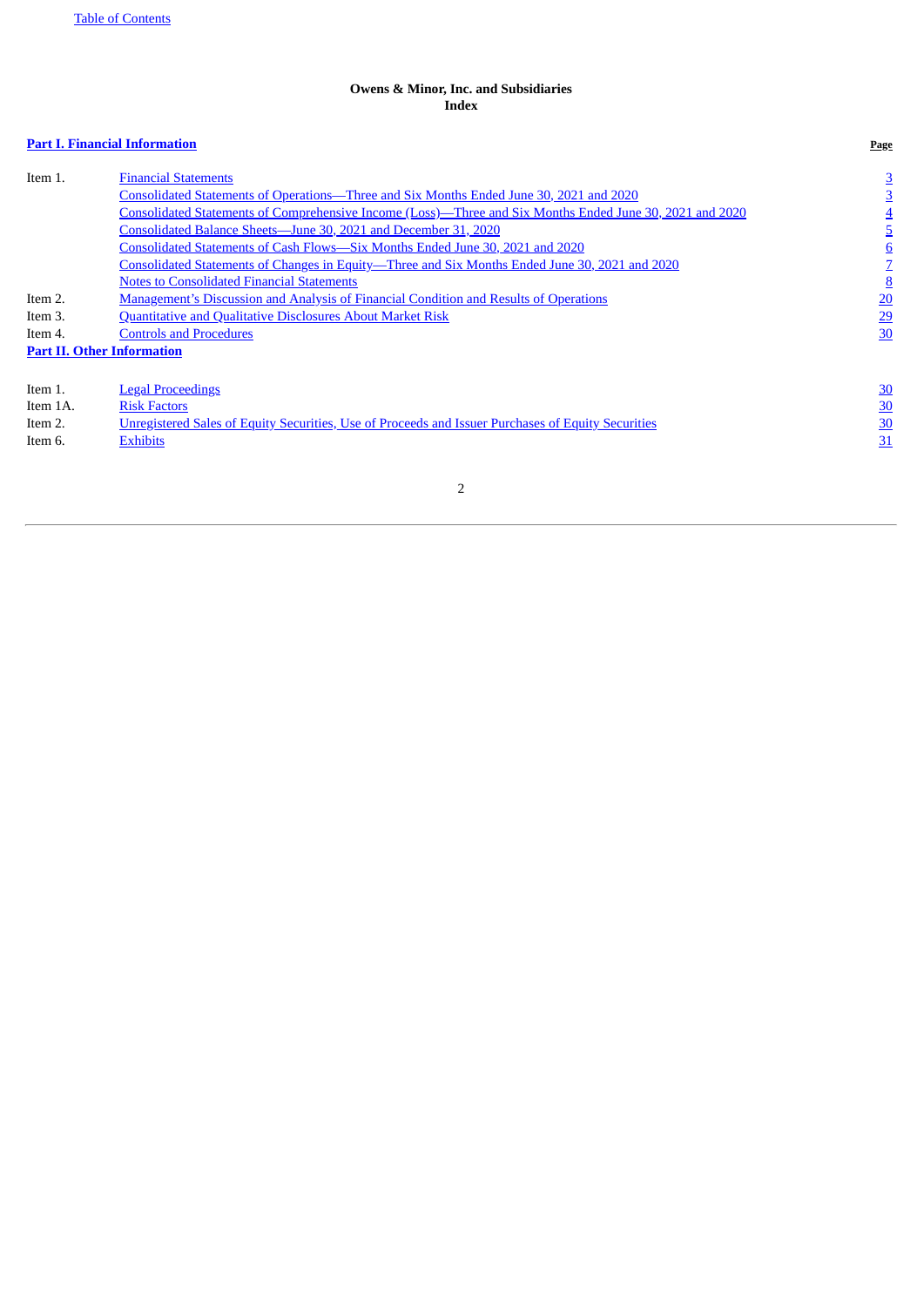**Owens & Minor, Inc. and Subsidiaries**
**Index**

| **Part I. Financial Information** | | **Page** |
|---|---|---|
| Item 1. | Financial Statements | 3 |
| | Consolidated Statements of Operations—Three and Six Months Ended June 30, 2021 and 2020 | 3 |
| | Consolidated Statements of Comprehensive Income (Loss)—Three and Six Months Ended June 30, 2021 and 2020 | 4 |
| | Consolidated Balance Sheets—June 30, 2021 and December 31, 2020 | 5 |
| | Consolidated Statements of Cash Flows—Six Months Ended June 30, 2021 and 2020 | 6 |
| | Consolidated Statements of Changes in Equity—Three and Six Months Ended June 30, 2021 and 2020 | 7 |
| | Notes to Consolidated Financial Statements | 8 |
| Item 2. | Management's Discussion and Analysis of Financial Condition and Results of Operations | 20 |
| Item 3. | Quantitative and Qualitative Disclosures About Market Risk | 29 |
| Item 4. | Controls and Procedures | 30 |
| **Part II. Other Information** | | |
| Item 1. | Legal Proceedings | 30 |
| Item 1A. | Risk Factors | 30 |
| Item 2. | Unregistered Sales of Equity Securities, Use of Proceeds and Issuer Purchases of Equity Securities | 30 |
| Item 6. | Exhibits | 31 |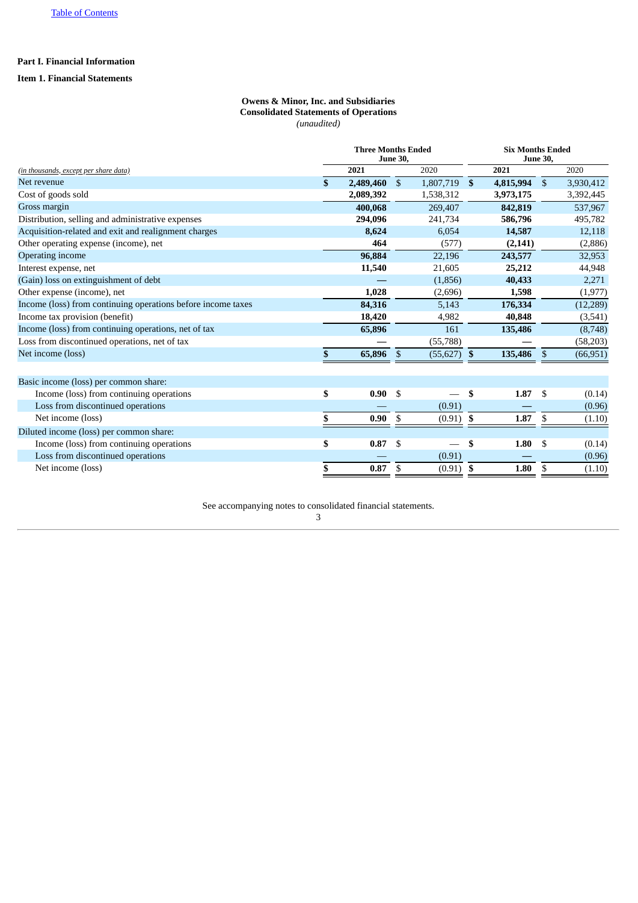Table of Contents

**Part I. Financial Information**

**Item 1. Financial Statements**

**Owens & Minor, Inc. and Subsidiaries**
**Consolidated Statements of Operations**
*(unaudited)*

| *(in thousands, except per share data)* | Three Months Ended June 30, 2021 | Three Months Ended June 30, 2020 | Six Months Ended June 30, 2021 | Six Months Ended June 30, 2020 |
|---|---|---|---|---|
| Net revenue | **$ 2,489,460** | $ 1,807,719 | **$ 4,815,994** | $ 3,930,412 |
| Cost of goods sold | **2,089,392** | 1,538,312 | **3,973,175** | 3,392,445 |
| Gross margin | **400,068** | 269,407 | **842,819** | 537,967 |
| Distribution, selling and administrative expenses | **294,096** | 241,734 | **586,796** | 495,782 |
| Acquisition-related and exit and realignment charges | **8,624** | 6,054 | **14,587** | 12,118 |
| Other operating expense (income), net | **464** | (577) | **(2,141)** | (2,886) |
| Operating income | **96,884** | 22,196 | **243,577** | 32,953 |
| Interest expense, net | **11,540** | 21,605 | **25,212** | 44,948 |
| (Gain) loss on extinguishment of debt | **—** | (1,856) | **40,433** | 2,271 |
| Other expense (income), net | **1,028** | (2,696) | **1,598** | (1,977) |
| Income (loss) from continuing operations before income taxes | **84,316** | 5,143 | **176,334** | (12,289) |
| Income tax provision (benefit) | **18,420** | 4,982 | **40,848** | (3,541) |
| Income (loss) from continuing operations, net of tax | **65,896** | 161 | **135,486** | (8,748) |
| Loss from discontinued operations, net of tax | **—** | (55,788) | **—** | (58,203) |
| Net income (loss) | **$ 65,896** | $ (55,627) | **$ 135,486** | $ (66,951) |
| | | | | |
| Basic income (loss) per common share: | | | | |
| Income (loss) from continuing operations | **$ 0.90** | $ — | **$ 1.87** | $ (0.14) |
| Loss from discontinued operations | **—** | (0.91) | **—** | (0.96) |
| Net income (loss) | **$ 0.90** | $ (0.91) | **$ 1.87** | $ (1.10) |
| Diluted income (loss) per common share: | | | | |
| Income (loss) from continuing operations | **$ 0.87** | $ — | **$ 1.80** | $ (0.14) |
| Loss from discontinued operations | **—** | (0.91) | **—** | (0.96) |
| Net income (loss) | **$ 0.87** | $ (0.91) | **$ 1.80** | $ (1.10) |

See accompanying notes to consolidated financial statements.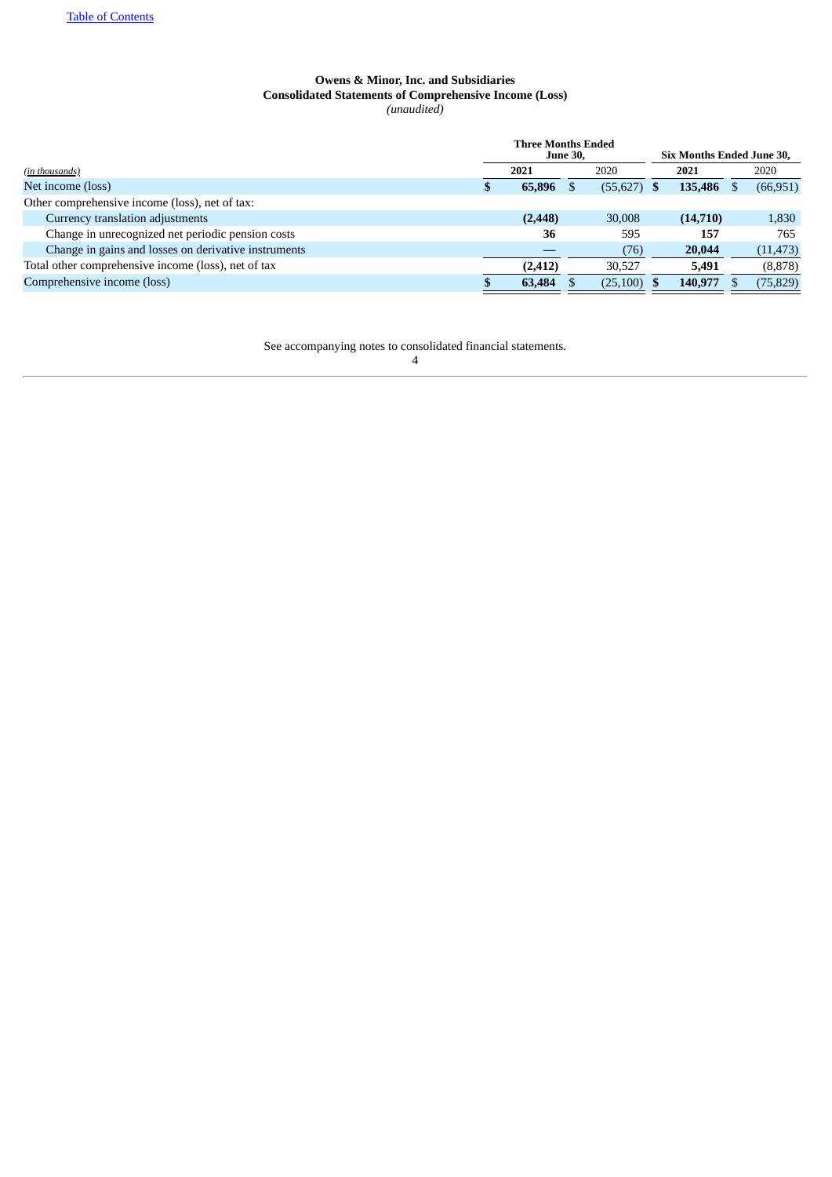**Owens & Minor, Inc. and Subsidiaries**
**Consolidated Statements of Comprehensive Income (Loss)**
*(unaudited)*

| *(in thousands)* | Three Months Ended June 30, 2021 | Three Months Ended June 30, 2020 | Six Months Ended June 30, 2021 | Six Months Ended June 30, 2020 |
|---|---|---|---|---|
| Net income (loss) | **$ 65,896** | $ (55,627) | **$ 135,486** | $ (66,951) |
| Other comprehensive income (loss), net of tax: | | | | |
| Currency translation adjustments | **(2,448)** | 30,008 | **(14,710)** | 1,830 |
| Change in unrecognized net periodic pension costs | **36** | 595 | **157** | 765 |
| Change in gains and losses on derivative instruments | **—** | (76) | **20,044** | (11,473) |
| Total other comprehensive income (loss), net of tax | **(2,412)** | 30,527 | **5,491** | (8,878) |
| Comprehensive income (loss) | **$ 63,484** | $ (25,100) | **$ 140,977** | $ (75,829) |

See accompanying notes to consolidated financial statements.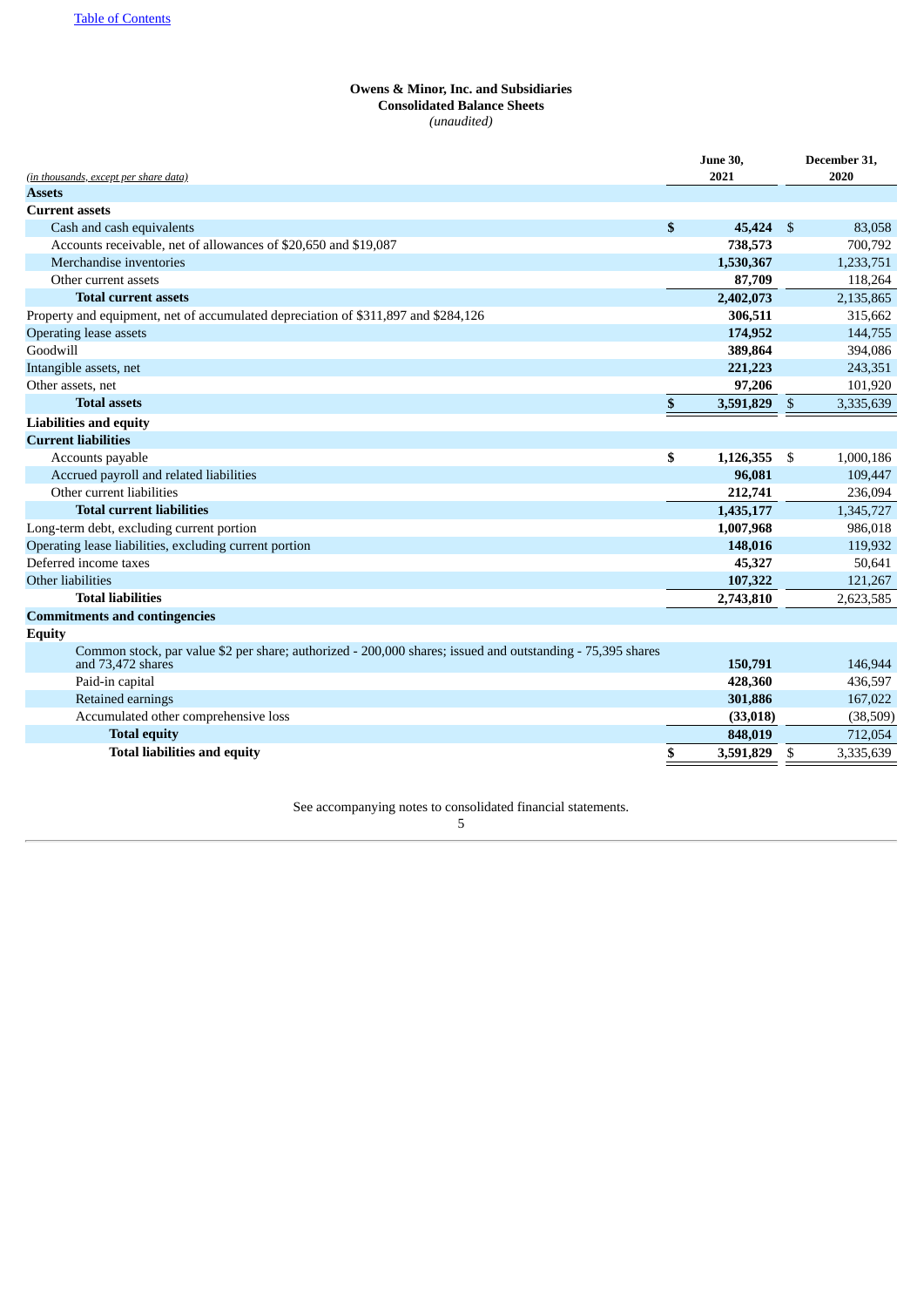Owens & Minor, Inc. and Subsidiaries
**Consolidated Balance Sheets**
*(unaudited)*

| *(in thousands, except per share data)* | June 30, 2021 | December 31, 2020 |
|---|---|---|
| **Assets** | | |
| **Current assets** | | |
| Cash and cash equivalents | **$ 45,424** | $ 83,058 |
| Accounts receivable, net of allowances of $20,650 and $19,087 | **738,573** | 700,792 |
| Merchandise inventories | **1,530,367** | 1,233,751 |
| Other current assets | **87,709** | 118,264 |
| **Total current assets** | **2,402,073** | 2,135,865 |
| Property and equipment, net of accumulated depreciation of $311,897 and $284,126 | **306,511** | 315,662 |
| Operating lease assets | **174,952** | 144,755 |
| Goodwill | **389,864** | 394,086 |
| Intangible assets, net | **221,223** | 243,351 |
| Other assets, net | **97,206** | 101,920 |
| **Total assets** | **$ 3,591,829** | $ 3,335,639 |
| **Liabilities and equity** | | |
| **Current liabilities** | | |
| Accounts payable | **$ 1,126,355** | $ 1,000,186 |
| Accrued payroll and related liabilities | **96,081** | 109,447 |
| Other current liabilities | **212,741** | 236,094 |
| **Total current liabilities** | **1,435,177** | 1,345,727 |
| Long-term debt, excluding current portion | **1,007,968** | 986,018 |
| Operating lease liabilities, excluding current portion | **148,016** | 119,932 |
| Deferred income taxes | **45,327** | 50,641 |
| Other liabilities | **107,322** | 121,267 |
| **Total liabilities** | **2,743,810** | 2,623,585 |
| **Commitments and contingencies** | | |
| **Equity** | | |
| Common stock, par value $2 per share; authorized - 200,000 shares; issued and outstanding - 75,395 shares and 73,472 shares | **150,791** | 146,944 |
| Paid-in capital | **428,360** | 436,597 |
| Retained earnings | **301,886** | 167,022 |
| Accumulated other comprehensive loss | **(33,018)** | (38,509) |
| **Total equity** | **848,019** | 712,054 |
| **Total liabilities and equity** | **$ 3,591,829** | $ 3,335,639 |

See accompanying notes to consolidated financial statements.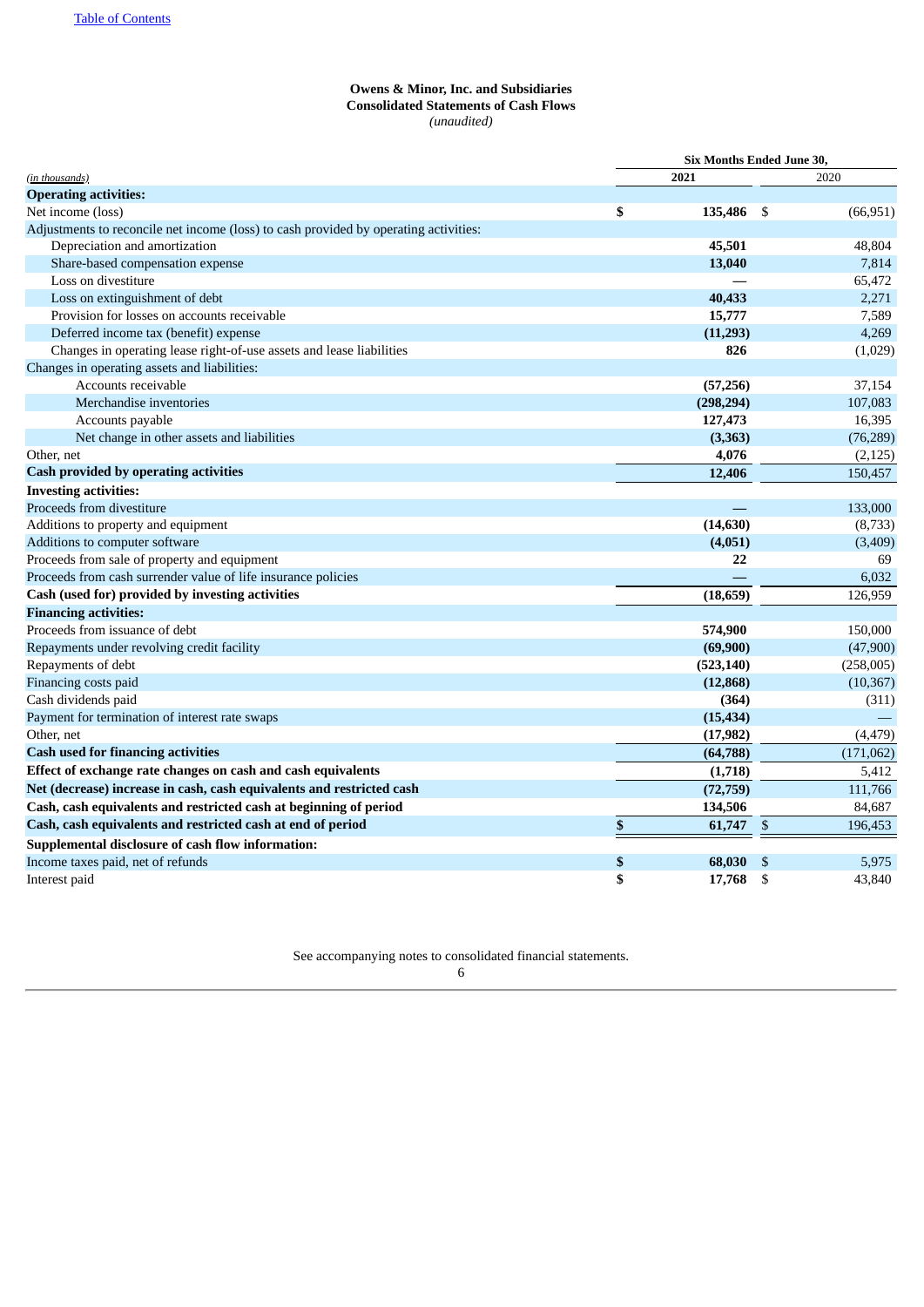Owens & Minor, Inc. and Subsidiaries
Consolidated Statements of Cash Flows
*(unaudited)*

| *(in thousands)* | Six Months Ended June 30, 2021 | 2020 |
|---|---|---|
| **Operating activities:** | | |
| Net income (loss) | **$ 135,486** | $ (66,951) |
| Adjustments to reconcile net income (loss) to cash provided by operating activities: | | |
| Depreciation and amortization | **45,501** | 48,804 |
| Share-based compensation expense | **13,040** | 7,814 |
| Loss on divestiture | **—** | 65,472 |
| Loss on extinguishment of debt | **40,433** | 2,271 |
| Provision for losses on accounts receivable | **15,777** | 7,589 |
| Deferred income tax (benefit) expense | **(11,293)** | 4,269 |
| Changes in operating lease right-of-use assets and lease liabilities | **826** | (1,029) |
| Changes in operating assets and liabilities: | | |
| Accounts receivable | **(57,256)** | 37,154 |
| Merchandise inventories | **(298,294)** | 107,083 |
| Accounts payable | **127,473** | 16,395 |
| Net change in other assets and liabilities | **(3,363)** | (76,289) |
| Other, net | **4,076** | (2,125) |
| **Cash provided by operating activities** | **12,406** | 150,457 |
| **Investing activities:** | | |
| Proceeds from divestiture | **—** | 133,000 |
| Additions to property and equipment | **(14,630)** | (8,733) |
| Additions to computer software | **(4,051)** | (3,409) |
| Proceeds from sale of property and equipment | **22** | 69 |
| Proceeds from cash surrender value of life insurance policies | **—** | 6,032 |
| **Cash (used for) provided by investing activities** | **(18,659)** | 126,959 |
| **Financing activities:** | | |
| Proceeds from issuance of debt | **574,900** | 150,000 |
| Repayments under revolving credit facility | **(69,900)** | (47,900) |
| Repayments of debt | **(523,140)** | (258,005) |
| Financing costs paid | **(12,868)** | (10,367) |
| Cash dividends paid | **(364)** | (311) |
| Payment for termination of interest rate swaps | **(15,434)** | — |
| Other, net | **(17,982)** | (4,479) |
| **Cash used for financing activities** | **(64,788)** | (171,062) |
| **Effect of exchange rate changes on cash and cash equivalents** | **(1,718)** | 5,412 |
| **Net (decrease) increase in cash, cash equivalents and restricted cash** | **(72,759)** | 111,766 |
| **Cash, cash equivalents and restricted cash at beginning of period** | **134,506** | 84,687 |
| **Cash, cash equivalents and restricted cash at end of period** | **$ 61,747** | $ 196,453 |
| **Supplemental disclosure of cash flow information:** | | |
| Income taxes paid, net of refunds | **$ 68,030** | $ 5,975 |
| Interest paid | **$ 17,768** | $ 43,840 |

See accompanying notes to consolidated financial statements.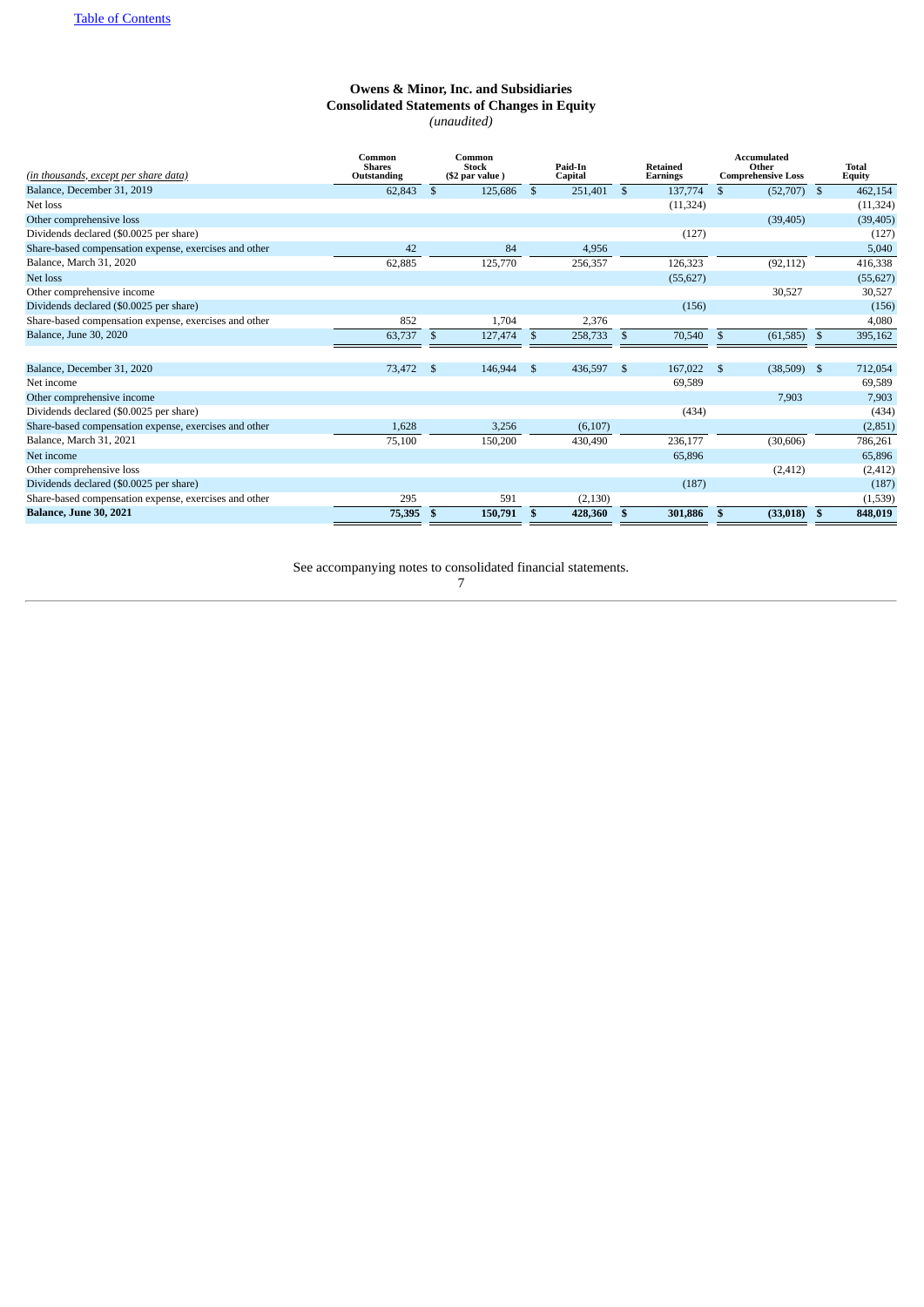**Owens & Minor, Inc. and Subsidiaries**
**Consolidated Statements of Changes in Equity**
*(unaudited)*

| *(in thousands, except per share data)* | Common Shares Outstanding | Common Stock ($2 par value ) | Paid-In Capital | Retained Earnings | Accumulated Other Comprehensive Loss | Total Equity |
|---|---|---|---|---|---|---|
| Balance, December 31, 2019 | 62,843 | $ 125,686 | $ 251,401 | $ 137,774 | $ (52,707) | $ 462,154 |
| Net loss | | | | (11,324) | | (11,324) |
| Other comprehensive loss | | | | | (39,405) | (39,405) |
| Dividends declared ($0.0025 per share) | | | | (127) | | (127) |
| Share-based compensation expense, exercises and other | 42 | 84 | 4,956 | | | 5,040 |
| Balance, March 31, 2020 | 62,885 | 125,770 | 256,357 | 126,323 | (92,112) | 416,338 |
| Net loss | | | | (55,627) | | (55,627) |
| Other comprehensive income | | | | | 30,527 | 30,527 |
| Dividends declared ($0.0025 per share) | | | | (156) | | (156) |
| Share-based compensation expense, exercises and other | 852 | 1,704 | 2,376 | | | 4,080 |
| Balance, June 30, 2020 | 63,737 | $ 127,474 | $ 258,733 | $ 70,540 | $ (61,585) | $ 395,162 |
| | | | | | | |
| Balance, December 31, 2020 | 73,472 | $ 146,944 | $ 436,597 | $ 167,022 | $ (38,509) | $ 712,054 |
| Net income | | | | 69,589 | | 69,589 |
| Other comprehensive income | | | | | 7,903 | 7,903 |
| Dividends declared ($0.0025 per share) | | | | (434) | | (434) |
| Share-based compensation expense, exercises and other | 1,628 | 3,256 | (6,107) | | | (2,851) |
| Balance, March 31, 2021 | 75,100 | 150,200 | 430,490 | 236,177 | (30,606) | 786,261 |
| Net income | | | | 65,896 | | 65,896 |
| Other comprehensive loss | | | | | (2,412) | (2,412) |
| Dividends declared ($0.0025 per share) | | | | (187) | | (187) |
| Share-based compensation expense, exercises and other | 295 | 591 | (2,130) | | | (1,539) |
| **Balance, June 30, 2021** | **75,395** | **$ 150,791** | **$ 428,360** | **$ 301,886** | **$ (33,018)** | **$ 848,019** |

See accompanying notes to consolidated financial statements.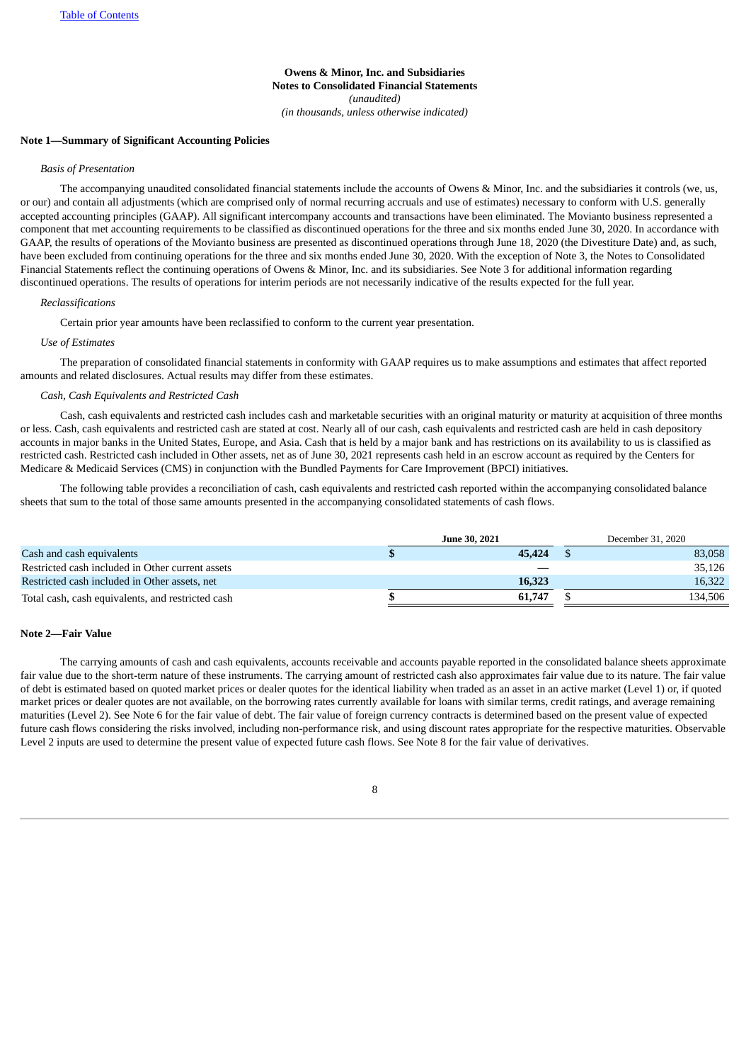**Owens & Minor, Inc. and Subsidiaries**
**Notes to Consolidated Financial Statements**
*(unaudited)*
*(in thousands, unless otherwise indicated)*

## Note 1—Summary of Significant Accounting Policies

*Basis of Presentation*

The accompanying unaudited consolidated financial statements include the accounts of Owens & Minor, Inc. and the subsidiaries it controls (we, us, or our) and contain all adjustments (which are comprised only of normal recurring accruals and use of estimates) necessary to conform with U.S. generally accepted accounting principles (GAAP). All significant intercompany accounts and transactions have been eliminated. The Movianto business represented a component that met accounting requirements to be classified as discontinued operations for the three and six months ended June 30, 2020. In accordance with GAAP, the results of operations of the Movianto business are presented as discontinued operations through June 18, 2020 (the Divestiture Date) and, as such, have been excluded from continuing operations for the three and six months ended June 30, 2020. With the exception of Note 3, the Notes to Consolidated Financial Statements reflect the continuing operations of Owens & Minor, Inc. and its subsidiaries. See Note 3 for additional information regarding discontinued operations. The results of operations for interim periods are not necessarily indicative of the results expected for the full year.

*Reclassifications*

Certain prior year amounts have been reclassified to conform to the current year presentation.

*Use of Estimates*

The preparation of consolidated financial statements in conformity with GAAP requires us to make assumptions and estimates that affect reported amounts and related disclosures. Actual results may differ from these estimates.

*Cash, Cash Equivalents and Restricted Cash*

Cash, cash equivalents and restricted cash includes cash and marketable securities with an original maturity or maturity at acquisition of three months or less. Cash, cash equivalents and restricted cash are stated at cost. Nearly all of our cash, cash equivalents and restricted cash are held in cash depository accounts in major banks in the United States, Europe, and Asia. Cash that is held by a major bank and has restrictions on its availability to us is classified as restricted cash. Restricted cash included in Other assets, net as of June 30, 2021 represents cash held in an escrow account as required by the Centers for Medicare & Medicaid Services (CMS) in conjunction with the Bundled Payments for Care Improvement (BPCI) initiatives.

The following table provides a reconciliation of cash, cash equivalents and restricted cash reported within the accompanying consolidated balance sheets that sum to the total of those same amounts presented in the accompanying consolidated statements of cash flows.

| | **June 30, 2021** | December 31, 2020 |
|---|---|---|
| Cash and cash equivalents | **$ 45,424** | $ 83,058 |
| Restricted cash included in Other current assets | **—** | 35,126 |
| Restricted cash included in Other assets, net | **16,323** | 16,322 |
| Total cash, cash equivalents, and restricted cash | **$ 61,747** | $ 134,506 |

## Note 2—Fair Value

The carrying amounts of cash and cash equivalents, accounts receivable and accounts payable reported in the consolidated balance sheets approximate fair value due to the short-term nature of these instruments. The carrying amount of restricted cash also approximates fair value due to its nature. The fair value of debt is estimated based on quoted market prices or dealer quotes for the identical liability when traded as an asset in an active market (Level 1) or, if quoted market prices or dealer quotes are not available, on the borrowing rates currently available for loans with similar terms, credit ratings, and average remaining maturities (Level 2). See Note 6 for the fair value of debt. The fair value of foreign currency contracts is determined based on the present value of expected future cash flows considering the risks involved, including non-performance risk, and using discount rates appropriate for the respective maturities. Observable Level 2 inputs are used to determine the present value of expected future cash flows. See Note 8 for the fair value of derivatives.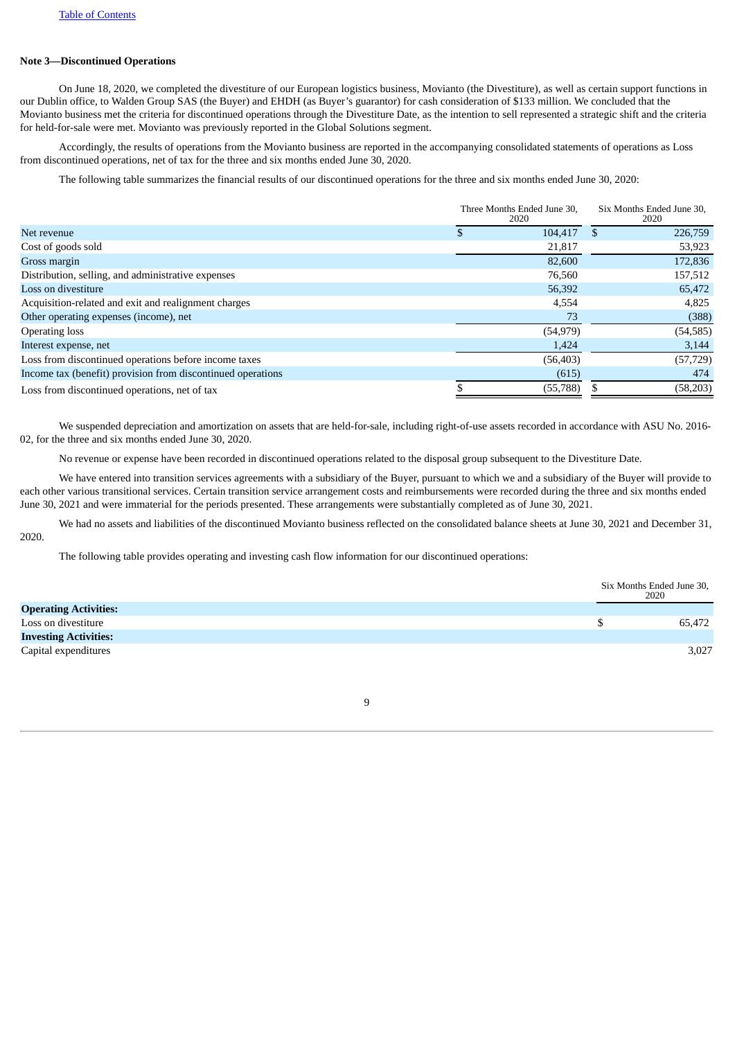**Note 3—Discontinued Operations**

On June 18, 2020, we completed the divestiture of our European logistics business, Movianto (the Divestiture), as well as certain support functions in our Dublin office, to Walden Group SAS (the Buyer) and EHDH (as Buyer's guarantor) for cash consideration of $133 million. We concluded that the Movianto business met the criteria for discontinued operations through the Divestiture Date, as the intention to sell represented a strategic shift and the criteria for held-for-sale were met. Movianto was previously reported in the Global Solutions segment.

Accordingly, the results of operations from the Movianto business are reported in the accompanying consolidated statements of operations as Loss from discontinued operations, net of tax for the three and six months ended June 30, 2020.

The following table summarizes the financial results of our discontinued operations for the three and six months ended June 30, 2020:

| | Three Months Ended June 30, 2020 | Six Months Ended June 30, 2020 |
|---|---|---|
| Net revenue | $ 104,417 | $ 226,759 |
| Cost of goods sold | 21,817 | 53,923 |
| Gross margin | 82,600 | 172,836 |
| Distribution, selling, and administrative expenses | 76,560 | 157,512 |
| Loss on divestiture | 56,392 | 65,472 |
| Acquisition-related and exit and realignment charges | 4,554 | 4,825 |
| Other operating expenses (income), net | 73 | (388) |
| Operating loss | (54,979) | (54,585) |
| Interest expense, net | 1,424 | 3,144 |
| Loss from discontinued operations before income taxes | (56,403) | (57,729) |
| Income tax (benefit) provision from discontinued operations | (615) | 474 |
| Loss from discontinued operations, net of tax | $ (55,788) | $ (58,203) |

We suspended depreciation and amortization on assets that are held-for-sale, including right-of-use assets recorded in accordance with ASU No. 2016-02, for the three and six months ended June 30, 2020.

No revenue or expense have been recorded in discontinued operations related to the disposal group subsequent to the Divestiture Date.

We have entered into transition services agreements with a subsidiary of the Buyer, pursuant to which we and a subsidiary of the Buyer will provide to each other various transitional services. Certain transition service arrangement costs and reimbursements were recorded during the three and six months ended June 30, 2021 and were immaterial for the periods presented. These arrangements were substantially completed as of June 30, 2021.

We had no assets and liabilities of the discontinued Movianto business reflected on the consolidated balance sheets at June 30, 2021 and December 31, 2020.

The following table provides operating and investing cash flow information for our discontinued operations:

| | Six Months Ended June 30, 2020 |
|---|---|
| **Operating Activities:** | |
| Loss on divestiture | $ 65,472 |
| **Investing Activities:** | |
| Capital expenditures | 3,027 |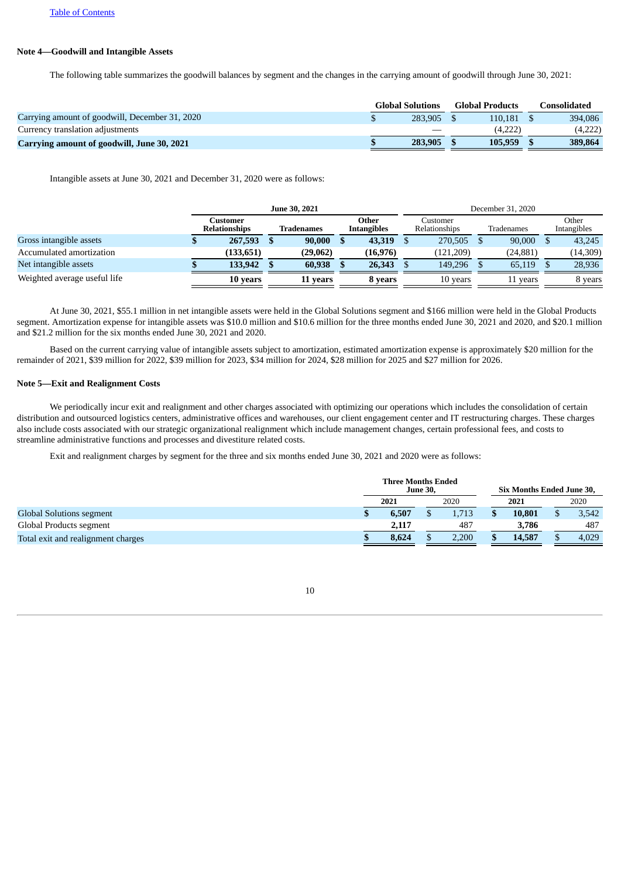[Table of Contents](#)

**Note 4—Goodwill and Intangible Assets**

The following table summarizes the goodwill balances by segment and the changes in the carrying amount of goodwill through June 30, 2021:

| | Global Solutions | Global Products | Consolidated |
|---|---|---|---|
| Carrying amount of goodwill, December 31, 2020 | $ 283,905 | $ 110,181 | $ 394,086 |
| Currency translation adjustments | — | (4,222) | (4,222) |
| **Carrying amount of goodwill, June 30, 2021** | **$ 283,905** | **$ 105,959** | **$ 389,864** |

Intangible assets at June 30, 2021 and December 31, 2020 were as follows:

| | June 30, 2021 | | | December 31, 2020 | | |
|---|---|---|---|---|---|---|
| | Customer Relationships | Tradenames | Other Intangibles | Customer Relationships | Tradenames | Other Intangibles |
| Gross intangible assets | **$ 267,593** | **$ 90,000** | **$ 43,319** | $ 270,505 | $ 90,000 | $ 43,245 |
| Accumulated amortization | **(133,651)** | **(29,062)** | **(16,976)** | (121,209) | (24,881) | (14,309) |
| Net intangible assets | **$ 133,942** | **$ 60,938** | **$ 26,343** | $ 149,296 | $ 65,119 | $ 28,936 |
| Weighted average useful life | **10 years** | **11 years** | **8 years** | 10 years | 11 years | 8 years |

At June 30, 2021, $55.1 million in net intangible assets were held in the Global Solutions segment and $166 million were held in the Global Products segment. Amortization expense for intangible assets was $10.0 million and $10.6 million for the three months ended June 30, 2021 and 2020, and $20.1 million and $21.2 million for the six months ended June 30, 2021 and 2020.

Based on the current carrying value of intangible assets subject to amortization, estimated amortization expense is approximately $20 million for the remainder of 2021, $39 million for 2022, $39 million for 2023, $34 million for 2024, $28 million for 2025 and $27 million for 2026.

**Note 5—Exit and Realignment Costs**

We periodically incur exit and realignment and other charges associated with optimizing our operations which includes the consolidation of certain distribution and outsourced logistics centers, administrative offices and warehouses, our client engagement center and IT restructuring charges. These charges also include costs associated with our strategic organizational realignment which include management changes, certain professional fees, and costs to streamline administrative functions and processes and divestiture related costs.

Exit and realignment charges by segment for the three and six months ended June 30, 2021 and 2020 were as follows:

| | Three Months Ended June 30, | | Six Months Ended June 30, | |
|---|---|---|---|---|
| | **2021** | 2020 | **2021** | 2020 |
| Global Solutions segment | **$ 6,507** | $ 1,713 | **$ 10,801** | $ 3,542 |
| Global Products segment | **2,117** | 487 | **3,786** | 487 |
| Total exit and realignment charges | **$ 8,624** | $ 2,200 | **$ 14,587** | $ 4,029 |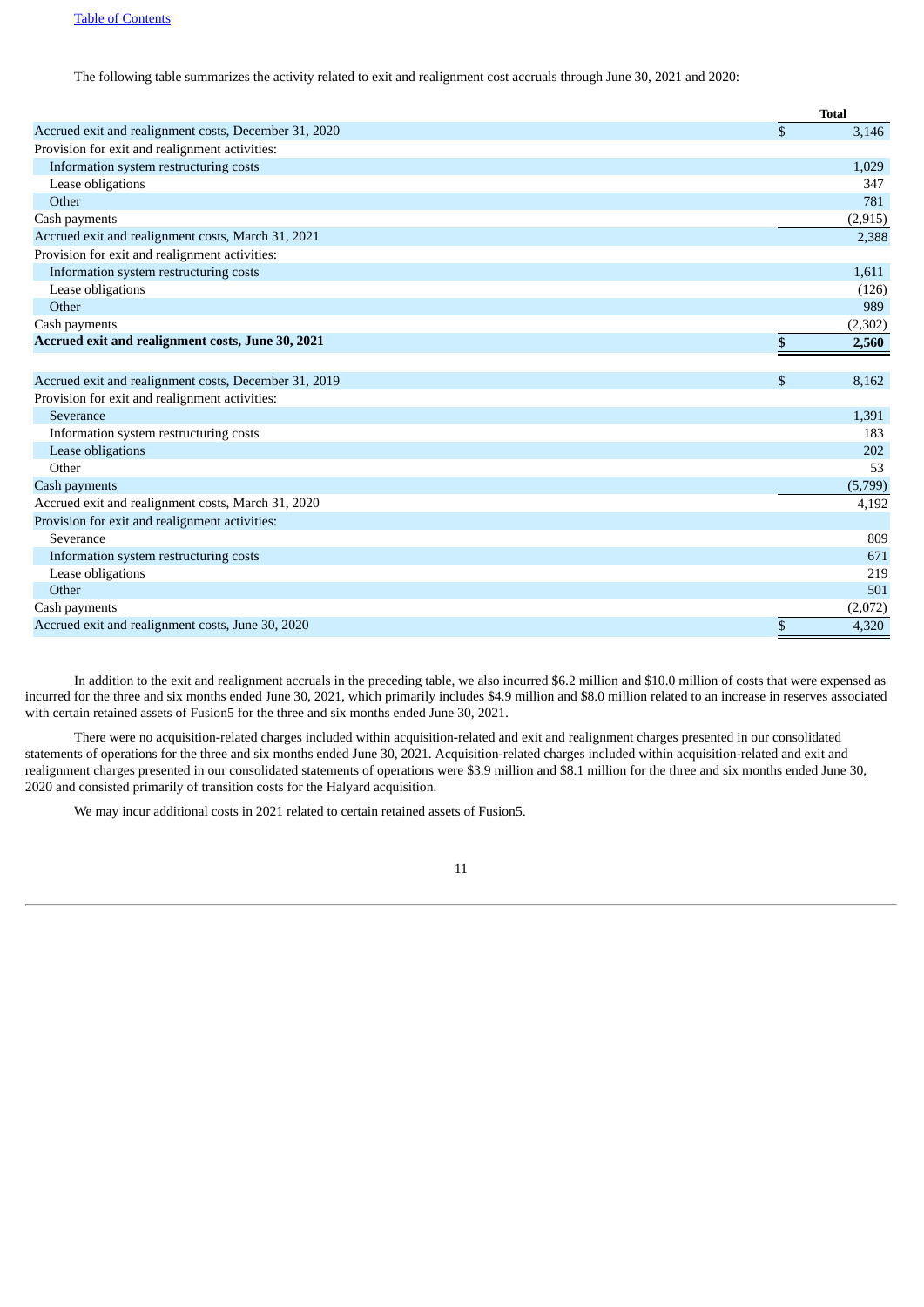The following table summarizes the activity related to exit and realignment cost accruals through June 30, 2021 and 2020:

| | Total |
|---|---|
| Accrued exit and realignment costs, December 31, 2020 | $ 3,146 |
| Provision for exit and realignment activities: | |
| Information system restructuring costs | 1,029 |
| Lease obligations | 347 |
| Other | 781 |
| Cash payments | (2,915) |
| Accrued exit and realignment costs, March 31, 2021 | 2,388 |
| Provision for exit and realignment activities: | |
| Information system restructuring costs | 1,611 |
| Lease obligations | (126) |
| Other | 989 |
| Cash payments | (2,302) |
| **Accrued exit and realignment costs, June 30, 2021** | **$ 2,560** |
| | |
| Accrued exit and realignment costs, December 31, 2019 | $ 8,162 |
| Provision for exit and realignment activities: | |
| Severance | 1,391 |
| Information system restructuring costs | 183 |
| Lease obligations | 202 |
| Other | 53 |
| Cash payments | (5,799) |
| Accrued exit and realignment costs, March 31, 2020 | 4,192 |
| Provision for exit and realignment activities: | |
| Severance | 809 |
| Information system restructuring costs | 671 |
| Lease obligations | 219 |
| Other | 501 |
| Cash payments | (2,072) |
| Accrued exit and realignment costs, June 30, 2020 | $ 4,320 |

In addition to the exit and realignment accruals in the preceding table, we also incurred $6.2 million and $10.0 million of costs that were expensed as incurred for the three and six months ended June 30, 2021, which primarily includes $4.9 million and $8.0 million related to an increase in reserves associated with certain retained assets of Fusion5 for the three and six months ended June 30, 2021.

There were no acquisition-related charges included within acquisition-related and exit and realignment charges presented in our consolidated statements of operations for the three and six months ended June 30, 2021. Acquisition-related charges included within acquisition-related and exit and realignment charges presented in our consolidated statements of operations were $3.9 million and $8.1 million for the three and six months ended June 30, 2020 and consisted primarily of transition costs for the Halyard acquisition.

We may incur additional costs in 2021 related to certain retained assets of Fusion5.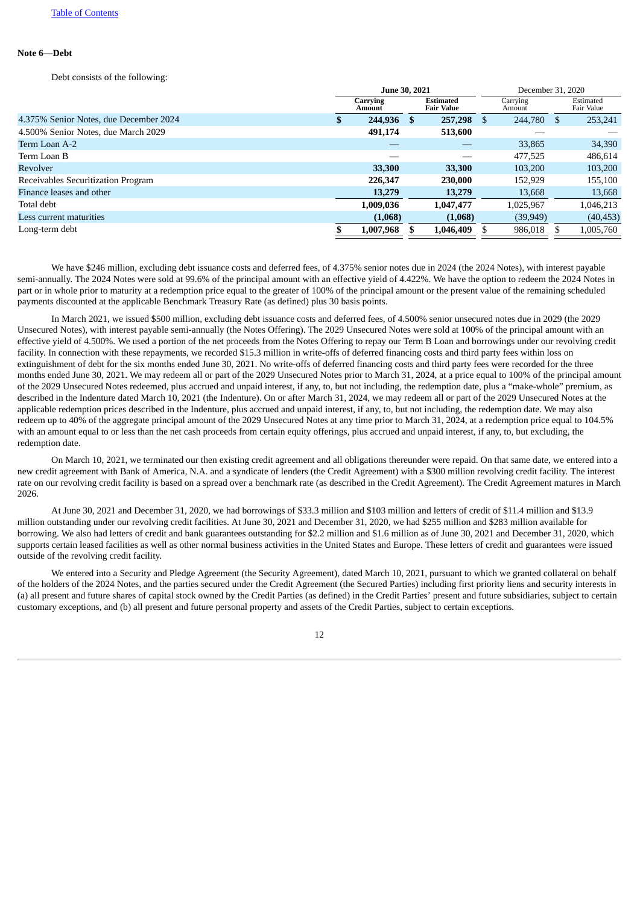**Note 6—Debt**

Debt consists of the following:

| | June 30, 2021 | | December 31, 2020 | |
|---|---|---|---|---|
| | **Carrying Amount** | **Estimated Fair Value** | Carrying Amount | Estimated Fair Value |
| 4.375% Senior Notes, due December 2024 | **$ 244,936** | **$ 257,298** | $ 244,780 | $ 253,241 |
| 4.500% Senior Notes, due March 2029 | **491,174** | **513,600** | — | — |
| Term Loan A-2 | **—** | **—** | 33,865 | 34,390 |
| Term Loan B | **—** | **—** | 477,525 | 486,614 |
| Revolver | **33,300** | **33,300** | 103,200 | 103,200 |
| Receivables Securitization Program | **226,347** | **230,000** | 152,929 | 155,100 |
| Finance leases and other | **13,279** | **13,279** | 13,668 | 13,668 |
| Total debt | **1,009,036** | **1,047,477** | 1,025,967 | 1,046,213 |
| Less current maturities | **(1,068)** | **(1,068)** | (39,949) | (40,453) |
| Long-term debt | **$ 1,007,968** | **$ 1,046,409** | $ 986,018 | $ 1,005,760 |

We have $246 million, excluding debt issuance costs and deferred fees, of 4.375% senior notes due in 2024 (the 2024 Notes), with interest payable semi-annually. The 2024 Notes were sold at 99.6% of the principal amount with an effective yield of 4.422%. We have the option to redeem the 2024 Notes in part or in whole prior to maturity at a redemption price equal to the greater of 100% of the principal amount or the present value of the remaining scheduled payments discounted at the applicable Benchmark Treasury Rate (as defined) plus 30 basis points.

In March 2021, we issued $500 million, excluding debt issuance costs and deferred fees, of 4.500% senior unsecured notes due in 2029 (the 2029 Unsecured Notes), with interest payable semi-annually (the Notes Offering). The 2029 Unsecured Notes were sold at 100% of the principal amount with an effective yield of 4.500%. We used a portion of the net proceeds from the Notes Offering to repay our Term B Loan and borrowings under our revolving credit facility. In connection with these repayments, we recorded $15.3 million in write-offs of deferred financing costs and third party fees within loss on extinguishment of debt for the six months ended June 30, 2021. No write-offs of deferred financing costs and third party fees were recorded for the three months ended June 30, 2021. We may redeem all or part of the 2029 Unsecured Notes prior to March 31, 2024, at a price equal to 100% of the principal amount of the 2029 Unsecured Notes redeemed, plus accrued and unpaid interest, if any, to, but not including, the redemption date, plus a "make-whole" premium, as described in the Indenture dated March 10, 2021 (the Indenture). On or after March 31, 2024, we may redeem all or part of the 2029 Unsecured Notes at the applicable redemption prices described in the Indenture, plus accrued and unpaid interest, if any, to, but not including, the redemption date. We may also redeem up to 40% of the aggregate principal amount of the 2029 Unsecured Notes at any time prior to March 31, 2024, at a redemption price equal to 104.5% with an amount equal to or less than the net cash proceeds from certain equity offerings, plus accrued and unpaid interest, if any, to, but excluding, the redemption date.

On March 10, 2021, we terminated our then existing credit agreement and all obligations thereunder were repaid. On that same date, we entered into a new credit agreement with Bank of America, N.A. and a syndicate of lenders (the Credit Agreement) with a $300 million revolving credit facility. The interest rate on our revolving credit facility is based on a spread over a benchmark rate (as described in the Credit Agreement). The Credit Agreement matures in March 2026.

At June 30, 2021 and December 31, 2020, we had borrowings of $33.3 million and $103 million and letters of credit of $11.4 million and $13.9 million outstanding under our revolving credit facilities. At June 30, 2021 and December 31, 2020, we had $255 million and $283 million available for borrowing. We also had letters of credit and bank guarantees outstanding for $2.2 million and $1.6 million as of June 30, 2021 and December 31, 2020, which supports certain leased facilities as well as other normal business activities in the United States and Europe. These letters of credit and guarantees were issued outside of the revolving credit facility.

We entered into a Security and Pledge Agreement (the Security Agreement), dated March 10, 2021, pursuant to which we granted collateral on behalf of the holders of the 2024 Notes, and the parties secured under the Credit Agreement (the Secured Parties) including first priority liens and security interests in (a) all present and future shares of capital stock owned by the Credit Parties (as defined) in the Credit Parties' present and future subsidiaries, subject to certain customary exceptions, and (b) all present and future personal property and assets of the Credit Parties, subject to certain exceptions.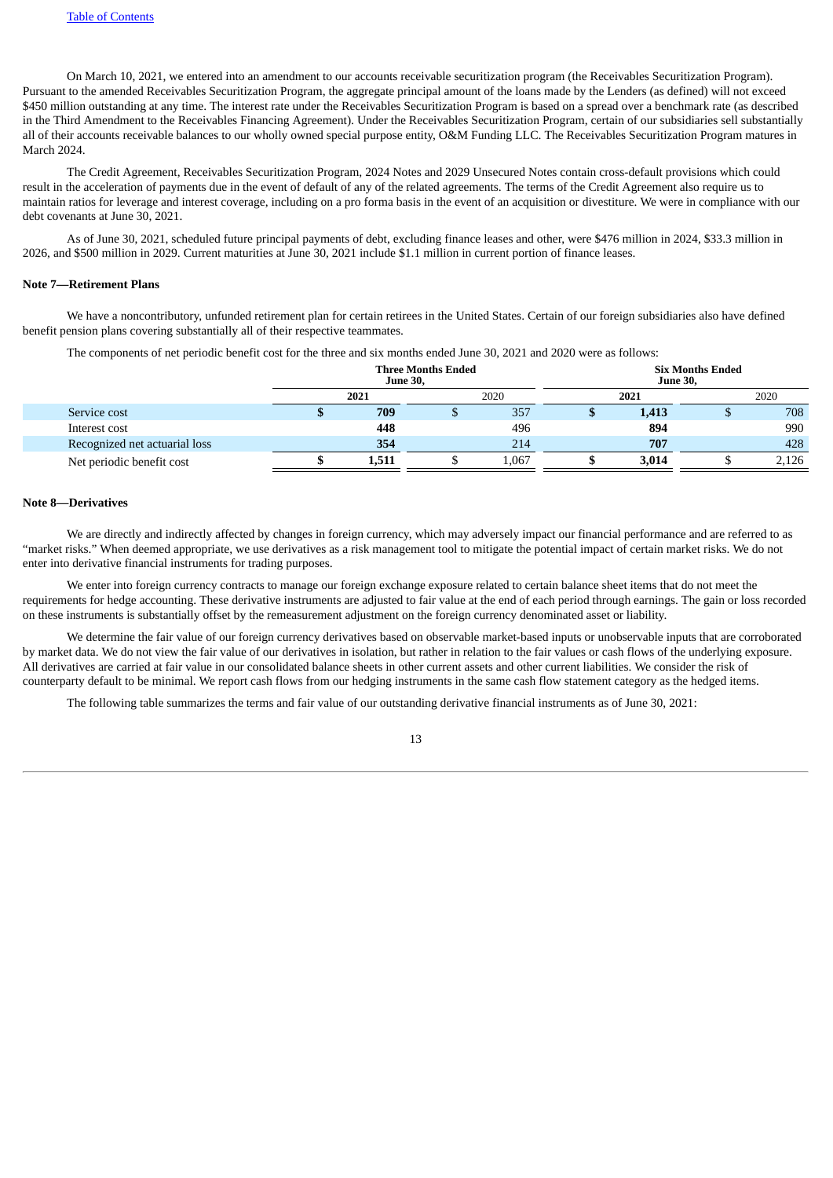On March 10, 2021, we entered into an amendment to our accounts receivable securitization program (the Receivables Securitization Program). Pursuant to the amended Receivables Securitization Program, the aggregate principal amount of the loans made by the Lenders (as defined) will not exceed $450 million outstanding at any time. The interest rate under the Receivables Securitization Program is based on a spread over a benchmark rate (as described in the Third Amendment to the Receivables Financing Agreement). Under the Receivables Securitization Program, certain of our subsidiaries sell substantially all of their accounts receivable balances to our wholly owned special purpose entity, O&M Funding LLC. The Receivables Securitization Program matures in March 2024.

The Credit Agreement, Receivables Securitization Program, 2024 Notes and 2029 Unsecured Notes contain cross-default provisions which could result in the acceleration of payments due in the event of default of any of the related agreements. The terms of the Credit Agreement also require us to maintain ratios for leverage and interest coverage, including on a pro forma basis in the event of an acquisition or divestiture. We were in compliance with our debt covenants at June 30, 2021.

As of June 30, 2021, scheduled future principal payments of debt, excluding finance leases and other, were $476 million in 2024, $33.3 million in 2026, and $500 million in 2029. Current maturities at June 30, 2021 include $1.1 million in current portion of finance leases.

### Note 7—Retirement Plans

We have a noncontributory, unfunded retirement plan for certain retirees in the United States. Certain of our foreign subsidiaries also have defined benefit pension plans covering substantially all of their respective teammates.

The components of net periodic benefit cost for the three and six months ended June 30, 2021 and 2020 were as follows:

| | Three Months Ended June 30, | | Six Months Ended June 30, | |
|---|---|---|---|---|
| | **2021** | 2020 | **2021** | 2020 |
| Service cost | **$ 709** | $ 357 | **$ 1,413** | $ 708 |
| Interest cost | **448** | 496 | **894** | 990 |
| Recognized net actuarial loss | **354** | 214 | **707** | 428 |
| Net periodic benefit cost | **$ 1,511** | $ 1,067 | **$ 3,014** | $ 2,126 |

### Note 8—Derivatives

We are directly and indirectly affected by changes in foreign currency, which may adversely impact our financial performance and are referred to as "market risks." When deemed appropriate, we use derivatives as a risk management tool to mitigate the potential impact of certain market risks. We do not enter into derivative financial instruments for trading purposes.

We enter into foreign currency contracts to manage our foreign exchange exposure related to certain balance sheet items that do not meet the requirements for hedge accounting. These derivative instruments are adjusted to fair value at the end of each period through earnings. The gain or loss recorded on these instruments is substantially offset by the remeasurement adjustment on the foreign currency denominated asset or liability.

We determine the fair value of our foreign currency derivatives based on observable market-based inputs or unobservable inputs that are corroborated by market data. We do not view the fair value of our derivatives in isolation, but rather in relation to the fair values or cash flows of the underlying exposure. All derivatives are carried at fair value in our consolidated balance sheets in other current assets and other current liabilities. We consider the risk of counterparty default to be minimal. We report cash flows from our hedging instruments in the same cash flow statement category as the hedged items.

The following table summarizes the terms and fair value of our outstanding derivative financial instruments as of June 30, 2021: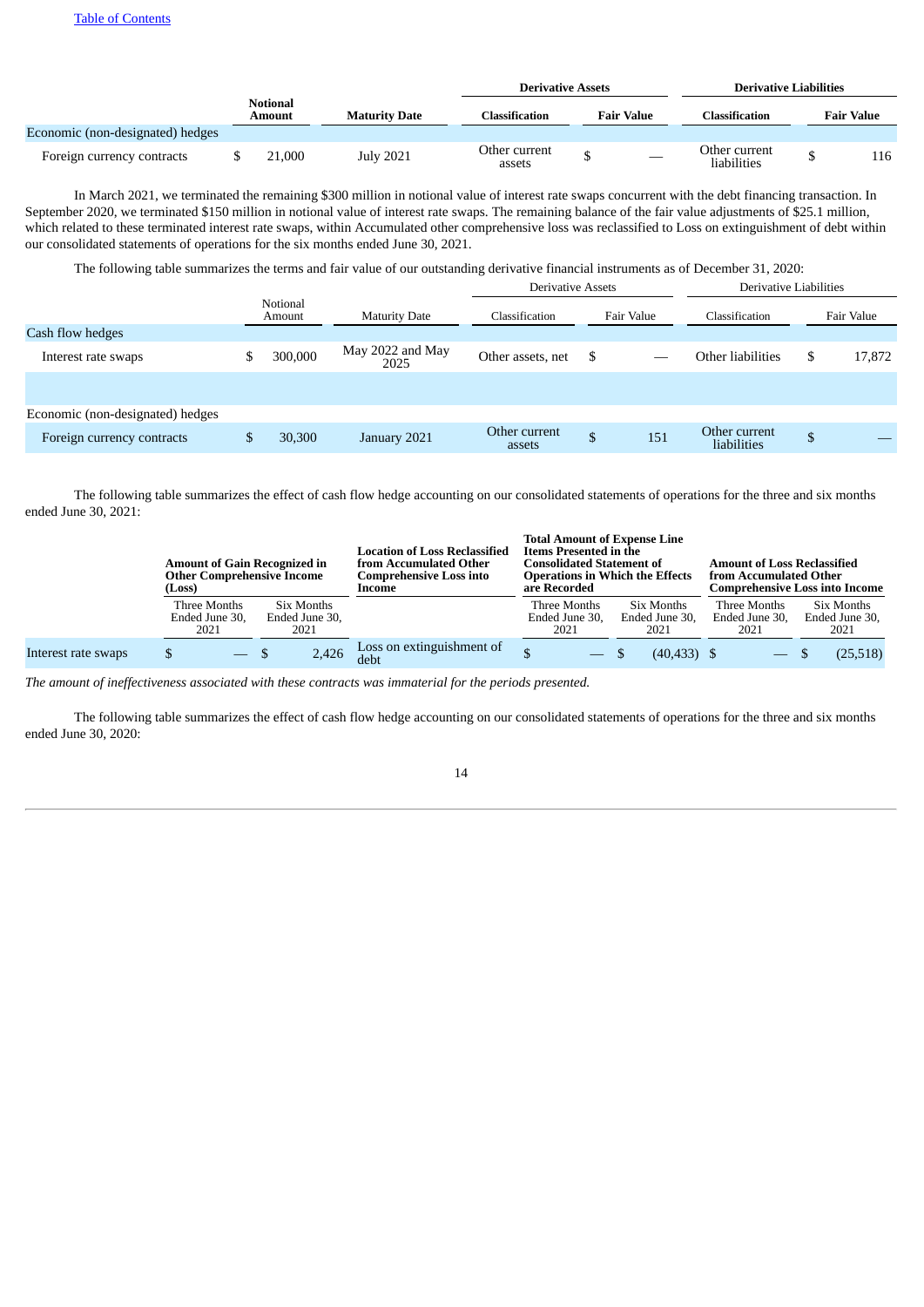|  | Notional Amount | Maturity Date | Derivative Assets |  | Derivative Liabilities |  |
|---|---|---|---|---|---|---|
|  |  |  | Classification | Fair Value | Classification | Fair Value |
| Economic (non-designated) hedges |  |  |  |  |  |  |
| Foreign currency contracts | $ 21,000 | July 2021 | Other current assets | $ — | Other current liabilities | $ 116 |

In March 2021, we terminated the remaining $300 million in notional value of interest rate swaps concurrent with the debt financing transaction. In September 2020, we terminated $150 million in notional value of interest rate swaps. The remaining balance of the fair value adjustments of $25.1 million, which related to these terminated interest rate swaps, within Accumulated other comprehensive loss was reclassified to Loss on extinguishment of debt within our consolidated statements of operations for the six months ended June 30, 2021.

The following table summarizes the terms and fair value of our outstanding derivative financial instruments as of December 31, 2020:

|  | Notional Amount | Maturity Date | Derivative Assets |  | Derivative Liabilities |  |
|---|---|---|---|---|---|---|
|  |  |  | Classification | Fair Value | Classification | Fair Value |
| Cash flow hedges |  |  |  |  |  |  |
| Interest rate swaps | $ 300,000 | May 2022 and May 2025 | Other assets, net | $ — | Other liabilities | $ 17,872 |
|  |  |  |  |  |  |  |
| Economic (non-designated) hedges |  |  |  |  |  |  |
| Foreign currency contracts | $ 30,300 | January 2021 | Other current assets | $ 151 | Other current liabilities | $ — |

The following table summarizes the effect of cash flow hedge accounting on our consolidated statements of operations for the three and six months ended June 30, 2021:

|  | Amount of Gain Recognized in Other Comprehensive Income (Loss) |  | Location of Loss Reclassified from Accumulated Other Comprehensive Loss into Income | Total Amount of Expense Line Items Presented in the Consolidated Statement of Operations in Which the Effects are Recorded |  | Amount of Loss Reclassified from Accumulated Other Comprehensive Loss into Income |  |
|---|---|---|---|---|---|---|---|
|  | Three Months Ended June 30, 2021 | Six Months Ended June 30, 2021 |  | Three Months Ended June 30, 2021 | Six Months Ended June 30, 2021 | Three Months Ended June 30, 2021 | Six Months Ended June 30, 2021 |
| Interest rate swaps | $ — | $ 2,426 | Loss on extinguishment of debt | $ — | $ (40,433) | $ — | $ (25,518) |

*The amount of ineffectiveness associated with these contracts was immaterial for the periods presented.*

The following table summarizes the effect of cash flow hedge accounting on our consolidated statements of operations for the three and six months ended June 30, 2020: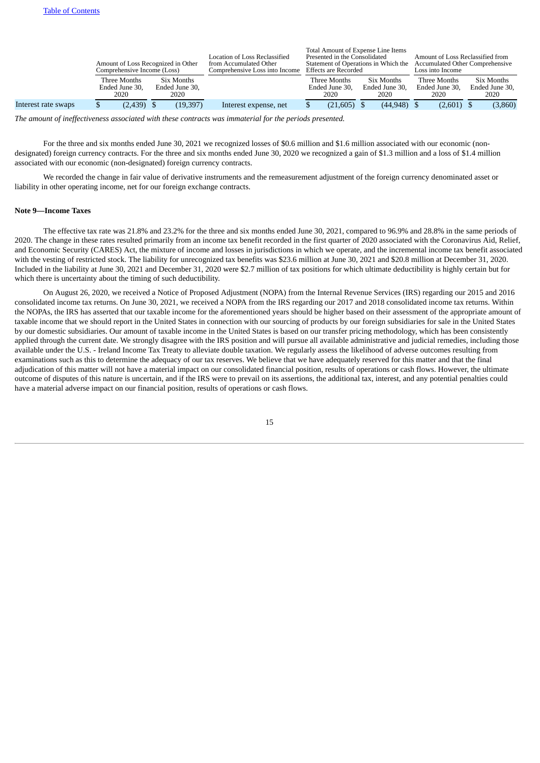| | Amount of Loss Recognized in Other Comprehensive Income (Loss) | | Location of Loss Reclassified from Accumulated Other Comprehensive Loss into Income | Total Amount of Expense Line Items Presented in the Consolidated Statement of Operations in Which the Effects are Recorded | | Amount of Loss Reclassified from Accumulated Other Comprehensive Loss into Income | |
|---|---|---|---|---|---|---|---|
| | Three Months Ended June 30, 2020 | Six Months Ended June 30, 2020 | | Three Months Ended June 30, 2020 | Six Months Ended June 30, 2020 | Three Months Ended June 30, 2020 | Six Months Ended June 30, 2020 |
| Interest rate swaps | $ (2,439) | $ (19,397) | Interest expense, net | $ (21,605) | $ (44,948) | $ (2,601) | $ (3,860) |

*The amount of ineffectiveness associated with these contracts was immaterial for the periods presented.*

For the three and six months ended June 30, 2021 we recognized losses of $0.6 million and $1.6 million associated with our economic (non-designated) foreign currency contracts. For the three and six months ended June 30, 2020 we recognized a gain of $1.3 million and a loss of $1.4 million associated with our economic (non-designated) foreign currency contracts.

We recorded the change in fair value of derivative instruments and the remeasurement adjustment of the foreign currency denominated asset or liability in other operating income, net for our foreign exchange contracts.

**Note 9—Income Taxes**

The effective tax rate was 21.8% and 23.2% for the three and six months ended June 30, 2021, compared to 96.9% and 28.8% in the same periods of 2020. The change in these rates resulted primarily from an income tax benefit recorded in the first quarter of 2020 associated with the Coronavirus Aid, Relief, and Economic Security (CARES) Act, the mixture of income and losses in jurisdictions in which we operate, and the incremental income tax benefit associated with the vesting of restricted stock. The liability for unrecognized tax benefits was $23.6 million at June 30, 2021 and $20.8 million at December 31, 2020. Included in the liability at June 30, 2021 and December 31, 2020 were $2.7 million of tax positions for which ultimate deductibility is highly certain but for which there is uncertainty about the timing of such deductibility.

On August 26, 2020, we received a Notice of Proposed Adjustment (NOPA) from the Internal Revenue Services (IRS) regarding our 2015 and 2016 consolidated income tax returns. On June 30, 2021, we received a NOPA from the IRS regarding our 2017 and 2018 consolidated income tax returns. Within the NOPAs, the IRS has asserted that our taxable income for the aforementioned years should be higher based on their assessment of the appropriate amount of taxable income that we should report in the United States in connection with our sourcing of products by our foreign subsidiaries for sale in the United States by our domestic subsidiaries. Our amount of taxable income in the United States is based on our transfer pricing methodology, which has been consistently applied through the current date. We strongly disagree with the IRS position and will pursue all available administrative and judicial remedies, including those available under the U.S. - Ireland Income Tax Treaty to alleviate double taxation. We regularly assess the likelihood of adverse outcomes resulting from examinations such as this to determine the adequacy of our tax reserves. We believe that we have adequately reserved for this matter and that the final adjudication of this matter will not have a material impact on our consolidated financial position, results of operations or cash flows. However, the ultimate outcome of disputes of this nature is uncertain, and if the IRS were to prevail on its assertions, the additional tax, interest, and any potential penalties could have a material adverse impact on our financial position, results of operations or cash flows.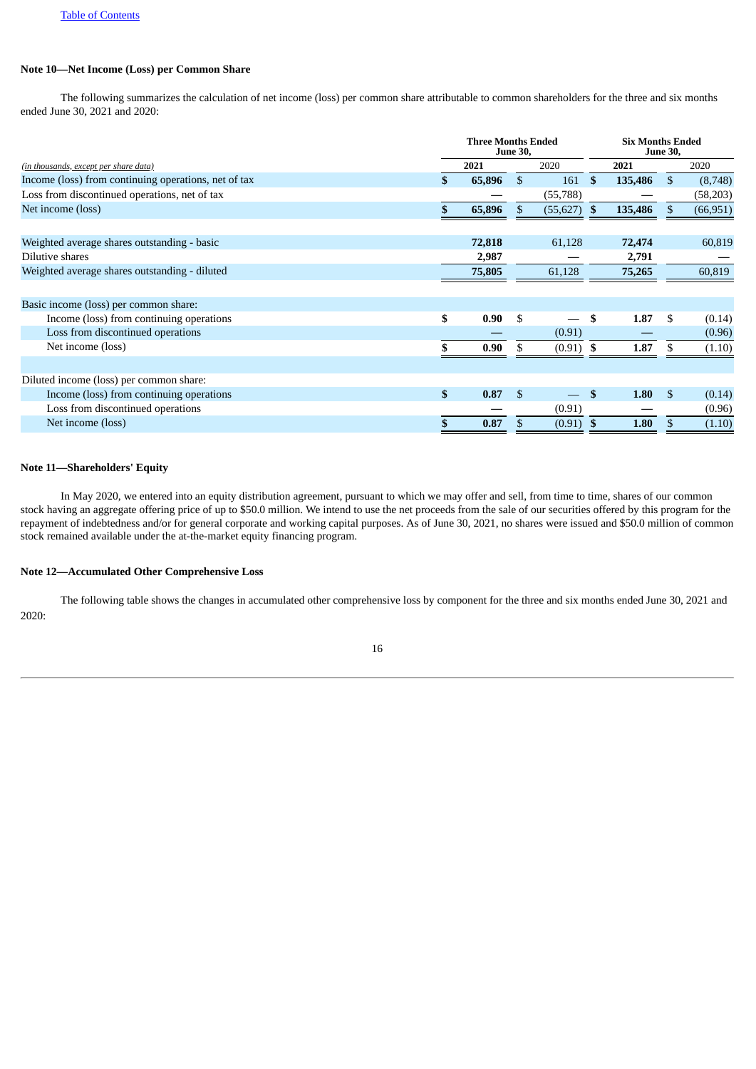[Table of Contents](#)

### Note 10—Net Income (Loss) per Common Share

The following summarizes the calculation of net income (loss) per common share attributable to common shareholders for the three and six months ended June 30, 2021 and 2020:

| *(in thousands, except per share data)* | Three Months Ended June 30, 2021 | Three Months Ended June 30, 2020 | Six Months Ended June 30, 2021 | Six Months Ended June 30, 2020 |
|---|---|---|---|---|
| Income (loss) from continuing operations, net of tax | **$ 65,896** | $ 161 | **$ 135,486** | $ (8,748) |
| Loss from discontinued operations, net of tax | **—** | (55,788) | **—** | (58,203) |
| Net income (loss) | **$ 65,896** | $ (55,627) | **$ 135,486** | $ (66,951) |
| | | | | |
| Weighted average shares outstanding - basic | **72,818** | 61,128 | **72,474** | 60,819 |
| Dilutive shares | **2,987** | — | **2,791** | — |
| Weighted average shares outstanding - diluted | **75,805** | 61,128 | **75,265** | 60,819 |
| | | | | |
| Basic income (loss) per common share: | | | | |
| Income (loss) from continuing operations | **$ 0.90** | $ — | **$ 1.87** | $ (0.14) |
| Loss from discontinued operations | **—** | (0.91) | **—** | (0.96) |
| Net income (loss) | **$ 0.90** | $ (0.91) | **$ 1.87** | $ (1.10) |
| | | | | |
| Diluted income (loss) per common share: | | | | |
| Income (loss) from continuing operations | **$ 0.87** | $ — | **$ 1.80** | $ (0.14) |
| Loss from discontinued operations | **—** | (0.91) | **—** | (0.96) |
| Net income (loss) | **$ 0.87** | $ (0.91) | **$ 1.80** | $ (1.10) |

### Note 11—Shareholders' Equity

In May 2020, we entered into an equity distribution agreement, pursuant to which we may offer and sell, from time to time, shares of our common stock having an aggregate offering price of up to $50.0 million. We intend to use the net proceeds from the sale of our securities offered by this program for the repayment of indebtedness and/or for general corporate and working capital purposes. As of June 30, 2021, no shares were issued and $50.0 million of common stock remained available under the at-the-market equity financing program.

### Note 12—Accumulated Other Comprehensive Loss

The following table shows the changes in accumulated other comprehensive loss by component for the three and six months ended June 30, 2021 and 2020: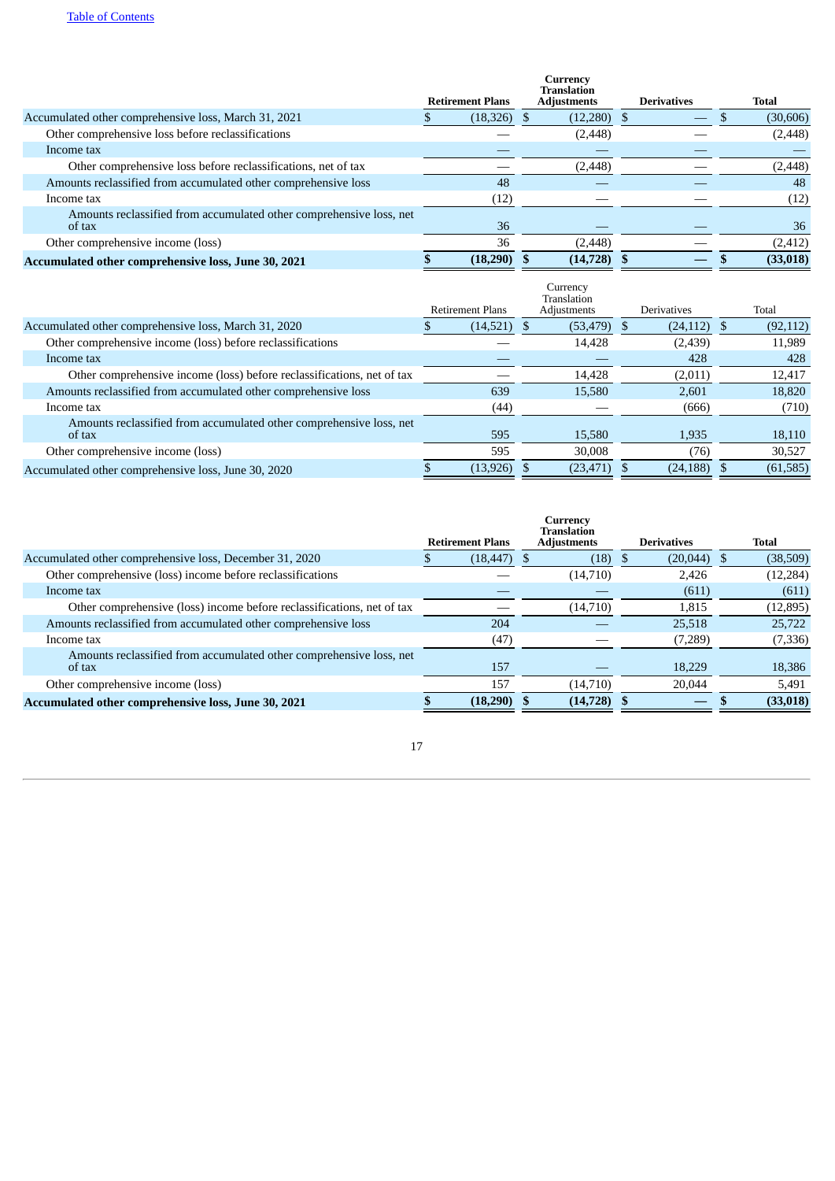| | Retirement Plans | Currency Translation Adjustments | Derivatives | Total |
|---|---|---|---|---|
| Accumulated other comprehensive loss, March 31, 2021 | $ (18,326) | $ (12,280) | $ — | $ (30,606) |
| Other comprehensive loss before reclassifications | — | (2,448) | — | (2,448) |
| Income tax | — | — | — | — |
| Other comprehensive loss before reclassifications, net of tax | — | (2,448) | — | (2,448) |
| Amounts reclassified from accumulated other comprehensive loss | 48 | — | — | 48 |
| Income tax | (12) | — | — | (12) |
| Amounts reclassified from accumulated other comprehensive loss, net of tax | 36 | — | — | 36 |
| Other comprehensive income (loss) | 36 | (2,448) | — | (2,412) |
| **Accumulated other comprehensive loss, June 30, 2021** | **$ (18,290)** | **$ (14,728)** | **$ —** | **$ (33,018)** |

| | Retirement Plans | Currency Translation Adjustments | Derivatives | Total |
|---|---|---|---|---|
| Accumulated other comprehensive loss, March 31, 2020 | $ (14,521) | $ (53,479) | $ (24,112) | $ (92,112) |
| Other comprehensive income (loss) before reclassifications | — | 14,428 | (2,439) | 11,989 |
| Income tax | — | — | 428 | 428 |
| Other comprehensive income (loss) before reclassifications, net of tax | — | 14,428 | (2,011) | 12,417 |
| Amounts reclassified from accumulated other comprehensive loss | 639 | 15,580 | 2,601 | 18,820 |
| Income tax | (44) | — | (666) | (710) |
| Amounts reclassified from accumulated other comprehensive loss, net of tax | 595 | 15,580 | 1,935 | 18,110 |
| Other comprehensive income (loss) | 595 | 30,008 | (76) | 30,527 |
| Accumulated other comprehensive loss, June 30, 2020 | $ (13,926) | $ (23,471) | $ (24,188) | $ (61,585) |

| | Retirement Plans | Currency Translation Adjustments | Derivatives | Total |
|---|---|---|---|---|
| Accumulated other comprehensive loss, December 31, 2020 | $ (18,447) | $ (18) | $ (20,044) | $ (38,509) |
| Other comprehensive (loss) income before reclassifications | — | (14,710) | 2,426 | (12,284) |
| Income tax | — | — | (611) | (611) |
| Other comprehensive (loss) income before reclassifications, net of tax | — | (14,710) | 1,815 | (12,895) |
| Amounts reclassified from accumulated other comprehensive loss | 204 | — | 25,518 | 25,722 |
| Income tax | (47) | — | (7,289) | (7,336) |
| Amounts reclassified from accumulated other comprehensive loss, net of tax | 157 | — | 18,229 | 18,386 |
| Other comprehensive income (loss) | 157 | (14,710) | 20,044 | 5,491 |
| **Accumulated other comprehensive loss, June 30, 2021** | **$ (18,290)** | **$ (14,728)** | **$ —** | **$ (33,018)** |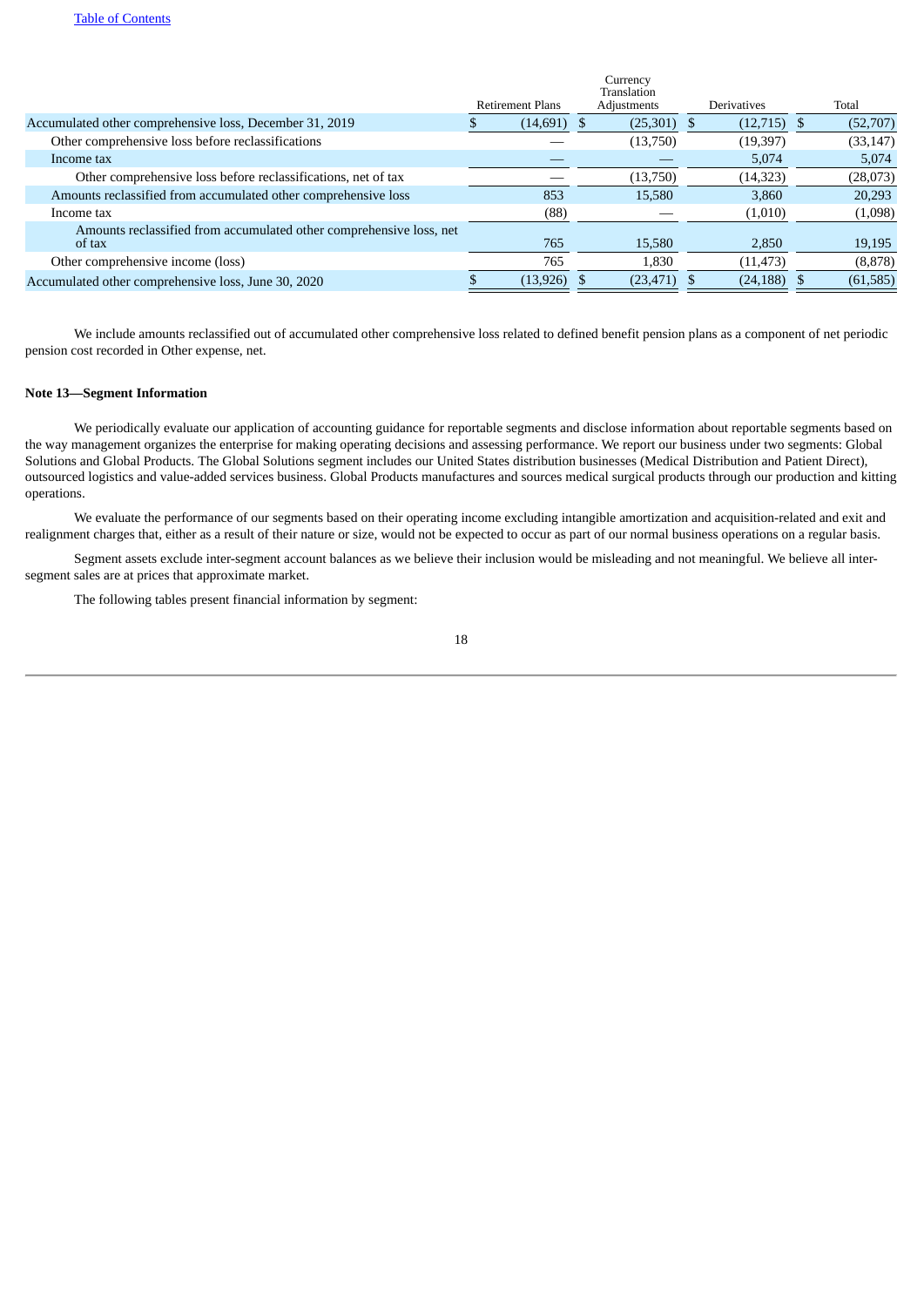| | Retirement Plans | Currency Translation Adjustments | Derivatives | Total |
|---|---|---|---|---|
| Accumulated other comprehensive loss, December 31, 2019 | $ (14,691) | $ (25,301) | $ (12,715) | $ (52,707) |
| Other comprehensive loss before reclassifications | — | (13,750) | (19,397) | (33,147) |
| Income tax | — | — | 5,074 | 5,074 |
| Other comprehensive loss before reclassifications, net of tax | — | (13,750) | (14,323) | (28,073) |
| Amounts reclassified from accumulated other comprehensive loss | 853 | 15,580 | 3,860 | 20,293 |
| Income tax | (88) | — | (1,010) | (1,098) |
| Amounts reclassified from accumulated other comprehensive loss, net of tax | 765 | 15,580 | 2,850 | 19,195 |
| Other comprehensive income (loss) | 765 | 1,830 | (11,473) | (8,878) |
| Accumulated other comprehensive loss, June 30, 2020 | $ (13,926) | $ (23,471) | $ (24,188) | $ (61,585) |

We include amounts reclassified out of accumulated other comprehensive loss related to defined benefit pension plans as a component of net periodic pension cost recorded in Other expense, net.

**Note 13—Segment Information**

We periodically evaluate our application of accounting guidance for reportable segments and disclose information about reportable segments based on the way management organizes the enterprise for making operating decisions and assessing performance. We report our business under two segments: Global Solutions and Global Products. The Global Solutions segment includes our United States distribution businesses (Medical Distribution and Patient Direct), outsourced logistics and value-added services business. Global Products manufactures and sources medical surgical products through our production and kitting operations.

We evaluate the performance of our segments based on their operating income excluding intangible amortization and acquisition-related and exit and realignment charges that, either as a result of their nature or size, would not be expected to occur as part of our normal business operations on a regular basis.

Segment assets exclude inter-segment account balances as we believe their inclusion would be misleading and not meaningful. We believe all inter-segment sales are at prices that approximate market.

The following tables present financial information by segment: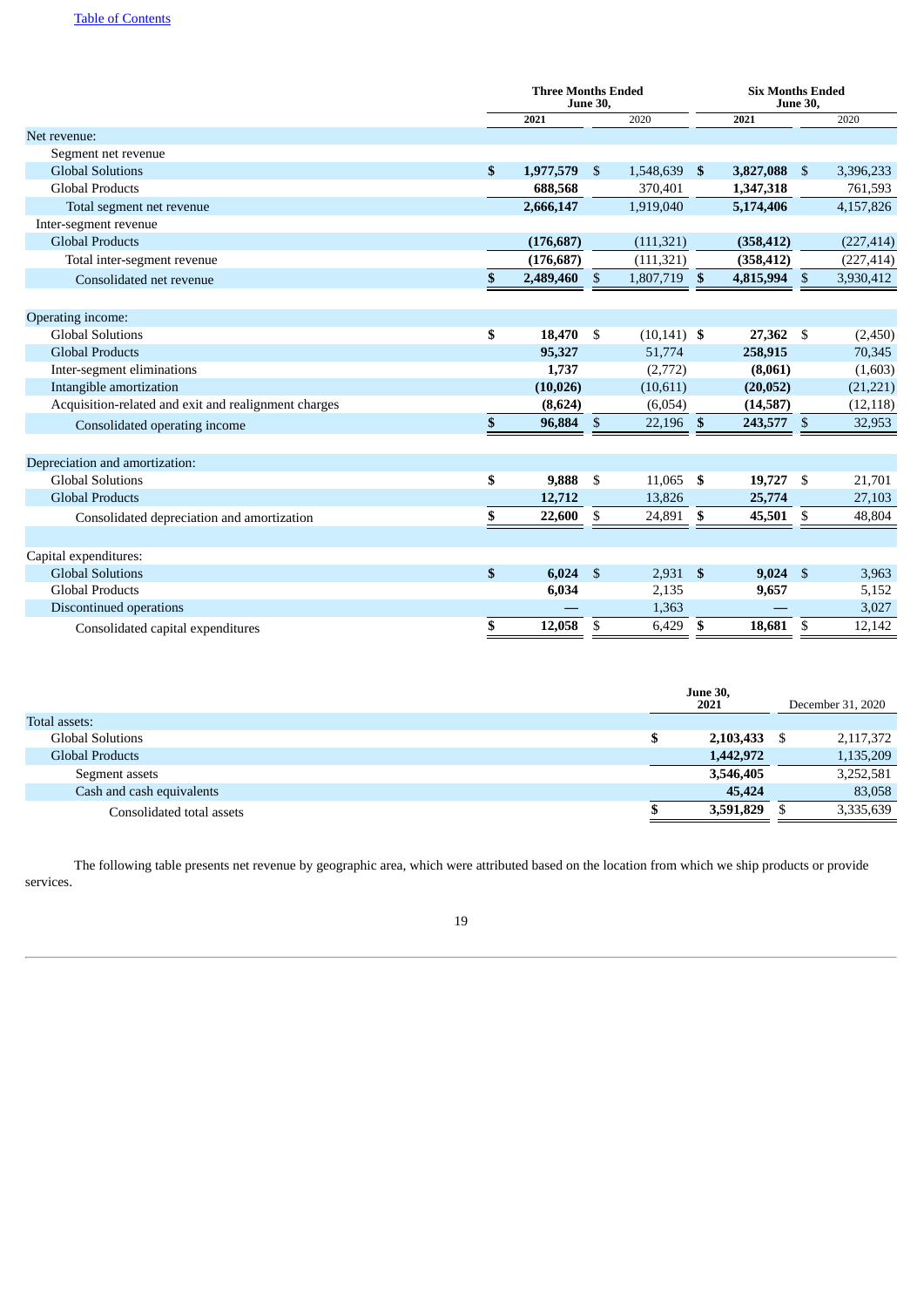| | Three Months Ended June 30, | | Six Months Ended June 30, | |
|---|---|---|---|---|
| | 2021 | 2020 | 2021 | 2020 |
| Net revenue: | | | | |
| Segment net revenue | | | | |
| Global Solutions | $ 1,977,579 | $ 1,548,639 | $ 3,827,088 | $ 3,396,233 |
| Global Products | 688,568 | 370,401 | 1,347,318 | 761,593 |
| Total segment net revenue | 2,666,147 | 1,919,040 | 5,174,406 | 4,157,826 |
| Inter-segment revenue | | | | |
| Global Products | (176,687) | (111,321) | (358,412) | (227,414) |
| Total inter-segment revenue | (176,687) | (111,321) | (358,412) | (227,414) |
| Consolidated net revenue | $ 2,489,460 | $ 1,807,719 | $ 4,815,994 | $ 3,930,412 |
| | | | | |
| Operating income: | | | | |
| Global Solutions | $ 18,470 | $ (10,141) | $ 27,362 | $ (2,450) |
| Global Products | 95,327 | 51,774 | 258,915 | 70,345 |
| Inter-segment eliminations | 1,737 | (2,772) | (8,061) | (1,603) |
| Intangible amortization | (10,026) | (10,611) | (20,052) | (21,221) |
| Acquisition-related and exit and realignment charges | (8,624) | (6,054) | (14,587) | (12,118) |
| Consolidated operating income | $ 96,884 | $ 22,196 | $ 243,577 | $ 32,953 |
| | | | | |
| Depreciation and amortization: | | | | |
| Global Solutions | $ 9,888 | $ 11,065 | $ 19,727 | $ 21,701 |
| Global Products | 12,712 | 13,826 | 25,774 | 27,103 |
| Consolidated depreciation and amortization | $ 22,600 | $ 24,891 | $ 45,501 | $ 48,804 |
| | | | | |
| Capital expenditures: | | | | |
| Global Solutions | $ 6,024 | $ 2,931 | $ 9,024 | $ 3,963 |
| Global Products | 6,034 | 2,135 | 9,657 | 5,152 |
| Discontinued operations | — | 1,363 | — | 3,027 |
| Consolidated capital expenditures | $ 12,058 | $ 6,429 | $ 18,681 | $ 12,142 |

| | June 30, 2021 | December 31, 2020 |
|---|---|---|
| Total assets: | | |
| Global Solutions | $ 2,103,433 | $ 2,117,372 |
| Global Products | 1,442,972 | 1,135,209 |
| Segment assets | 3,546,405 | 3,252,581 |
| Cash and cash equivalents | 45,424 | 83,058 |
| Consolidated total assets | $ 3,591,829 | $ 3,335,639 |

The following table presents net revenue by geographic area, which were attributed based on the location from which we ship products or provide services.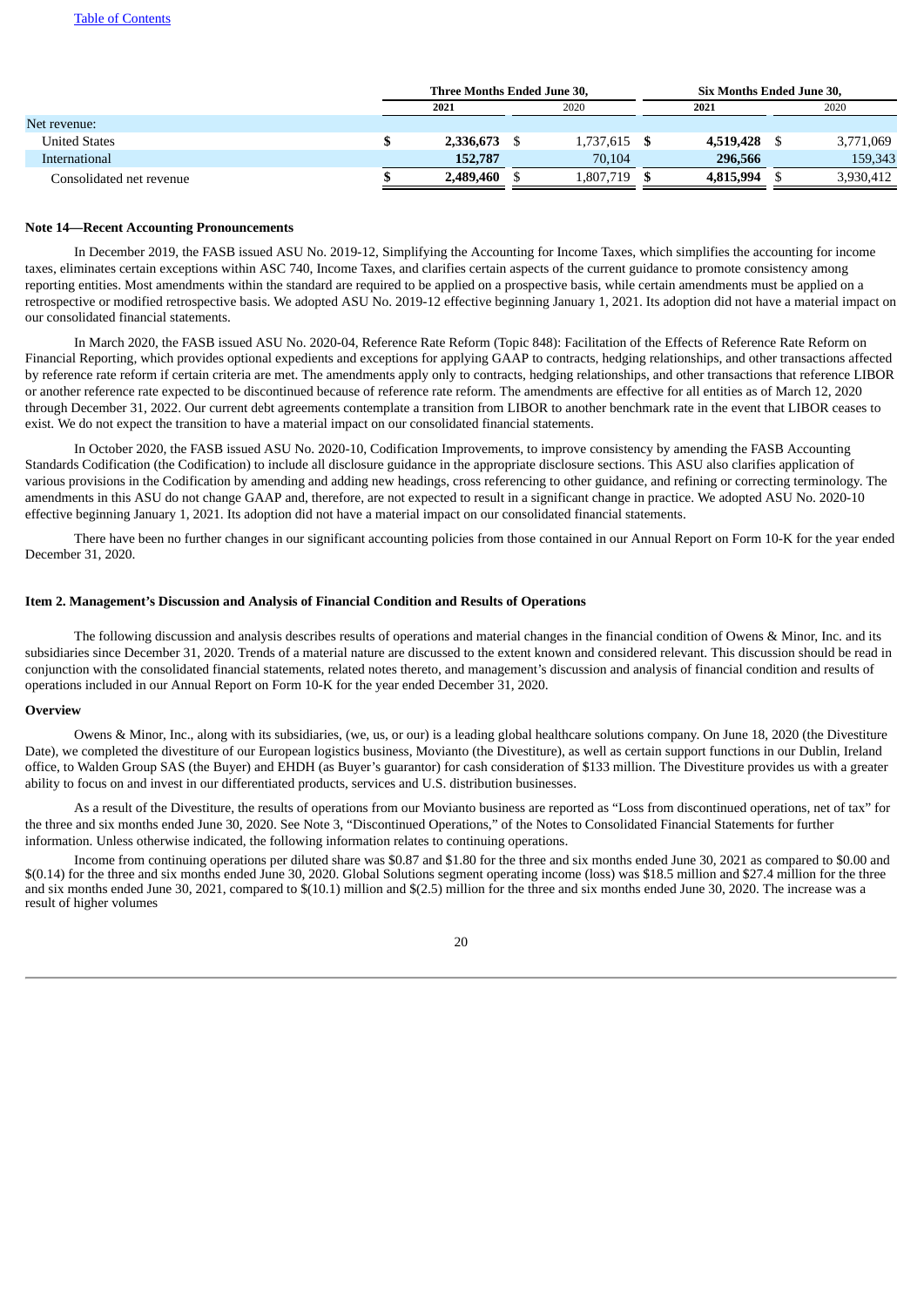| | Three Months Ended June 30, | | Six Months Ended June 30, | |
|---|---|---|---|---|
| | **2021** | 2020 | **2021** | 2020 |
| Net revenue: | | | | |
| United States | **$ 2,336,673** | $ 1,737,615 | **$ 4,519,428** | $ 3,771,069 |
| International | **152,787** | 70,104 | **296,566** | 159,343 |
| Consolidated net revenue | **$ 2,489,460** | $ 1,807,719 | **$ 4,815,994** | $ 3,930,412 |

**Note 14—Recent Accounting Pronouncements**

In December 2019, the FASB issued ASU No. 2019-12, Simplifying the Accounting for Income Taxes, which simplifies the accounting for income taxes, eliminates certain exceptions within ASC 740, Income Taxes, and clarifies certain aspects of the current guidance to promote consistency among reporting entities. Most amendments within the standard are required to be applied on a prospective basis, while certain amendments must be applied on a retrospective or modified retrospective basis. We adopted ASU No. 2019-12 effective beginning January 1, 2021. Its adoption did not have a material impact on our consolidated financial statements.

In March 2020, the FASB issued ASU No. 2020-04, Reference Rate Reform (Topic 848): Facilitation of the Effects of Reference Rate Reform on Financial Reporting, which provides optional expedients and exceptions for applying GAAP to contracts, hedging relationships, and other transactions affected by reference rate reform if certain criteria are met. The amendments apply only to contracts, hedging relationships, and other transactions that reference LIBOR or another reference rate expected to be discontinued because of reference rate reform. The amendments are effective for all entities as of March 12, 2020 through December 31, 2022. Our current debt agreements contemplate a transition from LIBOR to another benchmark rate in the event that LIBOR ceases to exist. We do not expect the transition to have a material impact on our consolidated financial statements.

In October 2020, the FASB issued ASU No. 2020-10, Codification Improvements, to improve consistency by amending the FASB Accounting Standards Codification (the Codification) to include all disclosure guidance in the appropriate disclosure sections. This ASU also clarifies application of various provisions in the Codification by amending and adding new headings, cross referencing to other guidance, and refining or correcting terminology. The amendments in this ASU do not change GAAP and, therefore, are not expected to result in a significant change in practice. We adopted ASU No. 2020-10 effective beginning January 1, 2021. Its adoption did not have a material impact on our consolidated financial statements.

There have been no further changes in our significant accounting policies from those contained in our Annual Report on Form 10-K for the year ended December 31, 2020.

## Item 2. Management's Discussion and Analysis of Financial Condition and Results of Operations

The following discussion and analysis describes results of operations and material changes in the financial condition of Owens & Minor, Inc. and its subsidiaries since December 31, 2020. Trends of a material nature are discussed to the extent known and considered relevant. This discussion should be read in conjunction with the consolidated financial statements, related notes thereto, and management's discussion and analysis of financial condition and results of operations included in our Annual Report on Form 10-K for the year ended December 31, 2020.

**Overview**

Owens & Minor, Inc., along with its subsidiaries, (we, us, or our) is a leading global healthcare solutions company. On June 18, 2020 (the Divestiture Date), we completed the divestiture of our European logistics business, Movianto (the Divestiture), as well as certain support functions in our Dublin, Ireland office, to Walden Group SAS (the Buyer) and EHDH (as Buyer's guarantor) for cash consideration of $133 million. The Divestiture provides us with a greater ability to focus on and invest in our differentiated products, services and U.S. distribution businesses.

As a result of the Divestiture, the results of operations from our Movianto business are reported as "Loss from discontinued operations, net of tax" for the three and six months ended June 30, 2020. See Note 3, "Discontinued Operations," of the Notes to Consolidated Financial Statements for further information. Unless otherwise indicated, the following information relates to continuing operations.

Income from continuing operations per diluted share was $0.87 and $1.80 for the three and six months ended June 30, 2021 as compared to $0.00 and $(0.14) for the three and six months ended June 30, 2020. Global Solutions segment operating income (loss) was $18.5 million and $27.4 million for the three and six months ended June 30, 2021, compared to $(10.1) million and $(2.5) million for the three and six months ended June 30, 2020. The increase was a result of higher volumes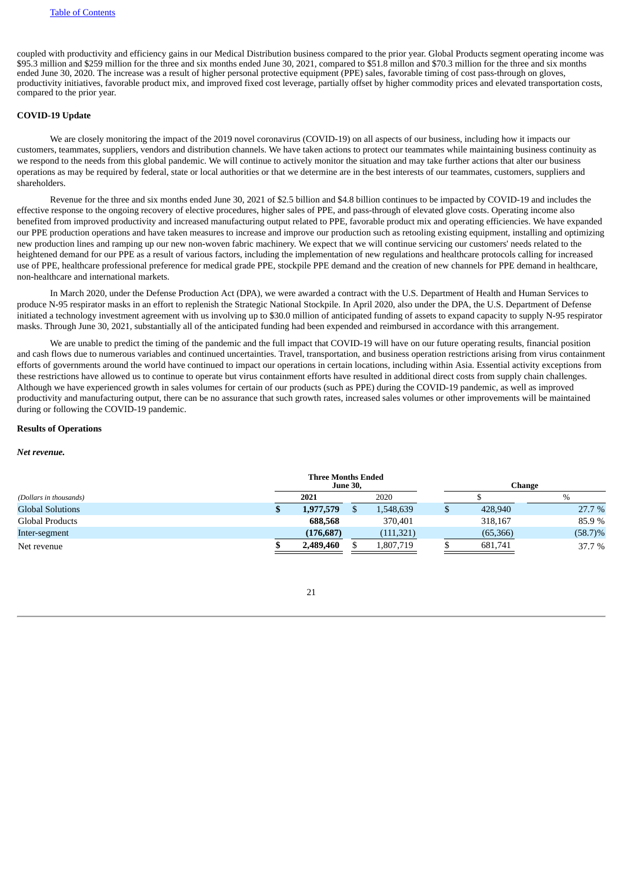coupled with productivity and efficiency gains in our Medical Distribution business compared to the prior year. Global Products segment operating income was $95.3 million and $259 million for the three and six months ended June 30, 2021, compared to $51.8 millon and $70.3 million for the three and six months ended June 30, 2020. The increase was a result of higher personal protective equipment (PPE) sales, favorable timing of cost pass-through on gloves, productivity initiatives, favorable product mix, and improved fixed cost leverage, partially offset by higher commodity prices and elevated transportation costs, compared to the prior year.

**COVID-19 Update**

We are closely monitoring the impact of the 2019 novel coronavirus (COVID-19) on all aspects of our business, including how it impacts our customers, teammates, suppliers, vendors and distribution channels. We have taken actions to protect our teammates while maintaining business continuity as we respond to the needs from this global pandemic. We will continue to actively monitor the situation and may take further actions that alter our business operations as may be required by federal, state or local authorities or that we determine are in the best interests of our teammates, customers, suppliers and shareholders.

Revenue for the three and six months ended June 30, 2021 of $2.5 billion and $4.8 billion continues to be impacted by COVID-19 and includes the effective response to the ongoing recovery of elective procedures, higher sales of PPE, and pass-through of elevated glove costs. Operating income also benefited from improved productivity and increased manufacturing output related to PPE, favorable product mix and operating efficiencies. We have expanded our PPE production operations and have taken measures to increase and improve our production such as retooling existing equipment, installing and optimizing new production lines and ramping up our new non-woven fabric machinery. We expect that we will continue servicing our customers' needs related to the heightened demand for our PPE as a result of various factors, including the implementation of new regulations and healthcare protocols calling for increased use of PPE, healthcare professional preference for medical grade PPE, stockpile PPE demand and the creation of new channels for PPE demand in healthcare, non-healthcare and international markets.

In March 2020, under the Defense Production Act (DPA), we were awarded a contract with the U.S. Department of Health and Human Services to produce N-95 respirator masks in an effort to replenish the Strategic National Stockpile. In April 2020, also under the DPA, the U.S. Department of Defense initiated a technology investment agreement with us involving up to $30.0 million of anticipated funding of assets to expand capacity to supply N-95 respirator masks. Through June 30, 2021, substantially all of the anticipated funding had been expended and reimbursed in accordance with this arrangement.

We are unable to predict the timing of the pandemic and the full impact that COVID-19 will have on our future operating results, financial position and cash flows due to numerous variables and continued uncertainties. Travel, transportation, and business operation restrictions arising from virus containment efforts of governments around the world have continued to impact our operations in certain locations, including within Asia. Essential activity exceptions from these restrictions have allowed us to continue to operate but virus containment efforts have resulted in additional direct costs from supply chain challenges. Although we have experienced growth in sales volumes for certain of our products (such as PPE) during the COVID-19 pandemic, as well as improved productivity and manufacturing output, there can be no assurance that such growth rates, increased sales volumes or other improvements will be maintained during or following the COVID-19 pandemic.

**Results of Operations**

***Net revenue.***

| *(Dollars in thousands)* | Three Months Ended June 30, 2021 | Three Months Ended June 30, 2020 | Change $ | Change % |
|---|---|---|---|---|
| Global Solutions | **$ 1,977,579** | $ 1,548,639 | $ 428,940 | 27.7 % |
| Global Products | **688,568** | 370,401 | 318,167 | 85.9 % |
| Inter-segment | **(176,687)** | (111,321) | (65,366) | (58.7)% |
| Net revenue | **$ 2,489,460** | $ 1,807,719 | $ 681,741 | 37.7 % |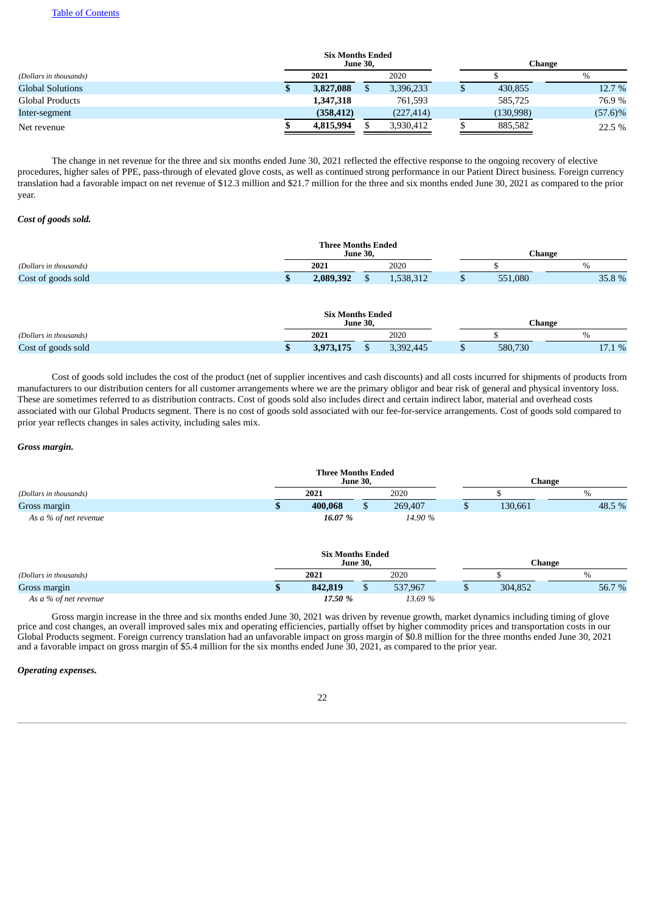| (Dollars in thousands) | Six Months Ended June 30, 2021 | Six Months Ended June 30, 2020 | Change $ | Change % |
|---|---|---|---|---|
| Global Solutions | **$ 3,827,088** | $ 3,396,233 | $ 430,855 | 12.7 % |
| Global Products | **1,347,318** | 761,593 | 585,725 | 76.9 % |
| Inter-segment | **(358,412)** | (227,414) | (130,998) | (57.6)% |
| Net revenue | **$ 4,815,994** | $ 3,930,412 | $ 885,582 | 22.5 % |

The change in net revenue for the three and six months ended June 30, 2021 reflected the effective response to the ongoing recovery of elective procedures, higher sales of PPE, pass-through of elevated glove costs, as well as continued strong performance in our Patient Direct business. Foreign currency translation had a favorable impact on net revenue of $12.3 million and $21.7 million for the three and six months ended June 30, 2021 as compared to the prior year.

***Cost of goods sold.***

| (Dollars in thousands) | Three Months Ended June 30, 2021 | Three Months Ended June 30, 2020 | Change $ | Change % |
|---|---|---|---|---|
| Cost of goods sold | **$ 2,089,392** | $ 1,538,312 | $ 551,080 | 35.8 % |

| (Dollars in thousands) | Six Months Ended June 30, 2021 | Six Months Ended June 30, 2020 | Change $ | Change % |
|---|---|---|---|---|
| Cost of goods sold | **$ 3,973,175** | $ 3,392,445 | $ 580,730 | 17.1 % |

Cost of goods sold includes the cost of the product (net of supplier incentives and cash discounts) and all costs incurred for shipments of products from manufacturers to our distribution centers for all customer arrangements where we are the primary obligor and bear risk of general and physical inventory loss. These are sometimes referred to as distribution contracts. Cost of goods sold also includes direct and certain indirect labor, material and overhead costs associated with our Global Products segment. There is no cost of goods sold associated with our fee-for-service arrangements. Cost of goods sold compared to prior year reflects changes in sales activity, including sales mix.

***Gross margin.***

| (Dollars in thousands) | Three Months Ended June 30, 2021 | Three Months Ended June 30, 2020 | Change $ | Change % |
|---|---|---|---|---|
| Gross margin | **$ 400,068** | $ 269,407 | $ 130,661 | 48.5 % |
| *As a % of net revenue* | ***16.07 %*** | *14.90 %* | | |

| (Dollars in thousands) | Six Months Ended June 30, 2021 | Six Months Ended June 30, 2020 | Change $ | Change % |
|---|---|---|---|---|
| Gross margin | **$ 842,819** | $ 537,967 | $ 304,852 | 56.7 % |
| *As a % of net revenue* | ***17.50 %*** | *13.69 %* | | |

Gross margin increase in the three and six months ended June 30, 2021 was driven by revenue growth, market dynamics including timing of glove price and cost changes, an overall improved sales mix and operating efficiencies, partially offset by higher commodity prices and transportation costs in our Global Products segment. Foreign currency translation had an unfavorable impact on gross margin of $0.8 million for the three months ended June 30, 2021 and a favorable impact on gross margin of $5.4 million for the six months ended June 30, 2021, as compared to the prior year.

***Operating expenses.***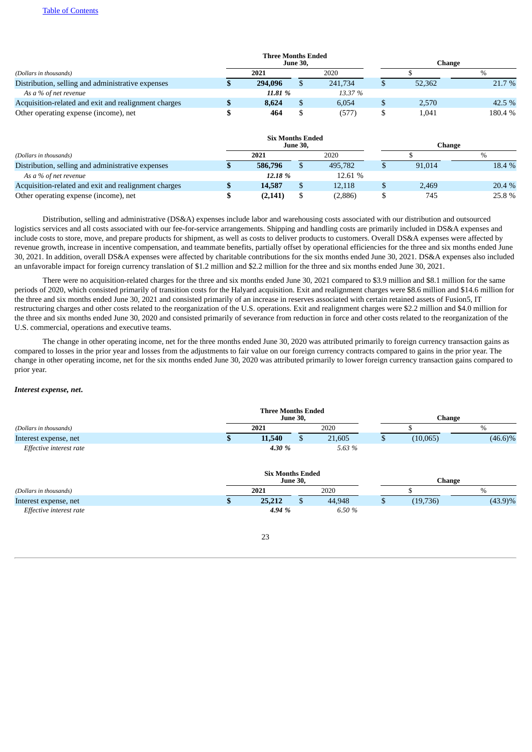[Table of Contents](#)

| (Dollars in thousands) | Three Months Ended June 30, 2021 | Three Months Ended June 30, 2020 | Change $ | Change % |
|---|---|---|---|---|
| Distribution, selling and administrative expenses | **$ 294,096** | $ 241,734 | $ 52,362 | 21.7 % |
| *As a % of net revenue* | ***11.81 %*** | *13.37 %* | | |
| Acquisition-related and exit and realignment charges | **$ 8,624** | $ 6,054 | $ 2,570 | 42.5 % |
| Other operating expense (income), net | **$ 464** | $ (577) | $ 1,041 | 180.4 % |

| (Dollars in thousands) | Six Months Ended June 30, 2021 | Six Months Ended June 30, 2020 | Change $ | Change % |
|---|---|---|---|---|
| Distribution, selling and administrative expenses | **$ 586,796** | $ 495,782 | $ 91,014 | 18.4 % |
| *As a % of net revenue* | ***12.18 %*** | 12.61 % | | |
| Acquisition-related and exit and realignment charges | **$ 14,587** | $ 12,118 | $ 2,469 | 20.4 % |
| Other operating expense (income), net | **$ (2,141)** | $ (2,886) | $ 745 | 25.8 % |

Distribution, selling and administrative (DS&A) expenses include labor and warehousing costs associated with our distribution and outsourced logistics services and all costs associated with our fee-for-service arrangements. Shipping and handling costs are primarily included in DS&A expenses and include costs to store, move, and prepare products for shipment, as well as costs to deliver products to customers. Overall DS&A expenses were affected by revenue growth, increase in incentive compensation, and teammate benefits, partially offset by operational efficiencies for the three and six months ended June 30, 2021. In addition, overall DS&A expenses were affected by charitable contributions for the six months ended June 30, 2021. DS&A expenses also included an unfavorable impact for foreign currency translation of $1.2 million and $2.2 million for the three and six months ended June 30, 2021.

There were no acquisition-related charges for the three and six months ended June 30, 2021 compared to $3.9 million and $8.1 million for the same periods of 2020, which consisted primarily of transition costs for the Halyard acquisition. Exit and realignment charges were $8.6 million and $14.6 million for the three and six months ended June 30, 2021 and consisted primarily of an increase in reserves associated with certain retained assets of Fusion5, IT restructuring charges and other costs related to the reorganization of the U.S. operations. Exit and realignment charges were $2.2 million and $4.0 million for the three and six months ended June 30, 2020 and consisted primarily of severance from reduction in force and other costs related to the reorganization of the U.S. commercial, operations and executive teams.

The change in other operating income, net for the three months ended June 30, 2020 was attributed primarily to foreign currency transaction gains as compared to losses in the prior year and losses from the adjustments to fair value on our foreign currency contracts compared to gains in the prior year. The change in other operating income, net for the six months ended June 30, 2020 was attributed primarily to lower foreign currency transaction gains compared to prior year.

***Interest expense, net.***

| (Dollars in thousands) | Three Months Ended June 30, 2021 | Three Months Ended June 30, 2020 | Change $ | Change % |
|---|---|---|---|---|
| Interest expense, net | **$ 11,540** | $ 21,605 | $ (10,065) | (46.6)% |
| *Effective interest rate* | ***4.30 %*** | *5.63 %* | | |

| (Dollars in thousands) | Six Months Ended June 30, 2021 | Six Months Ended June 30, 2020 | Change $ | Change % |
|---|---|---|---|---|
| Interest expense, net | **$ 25,212** | $ 44,948 | $ (19,736) | (43.9)% |
| *Effective interest rate* | ***4.94 %*** | *6.50 %* | | |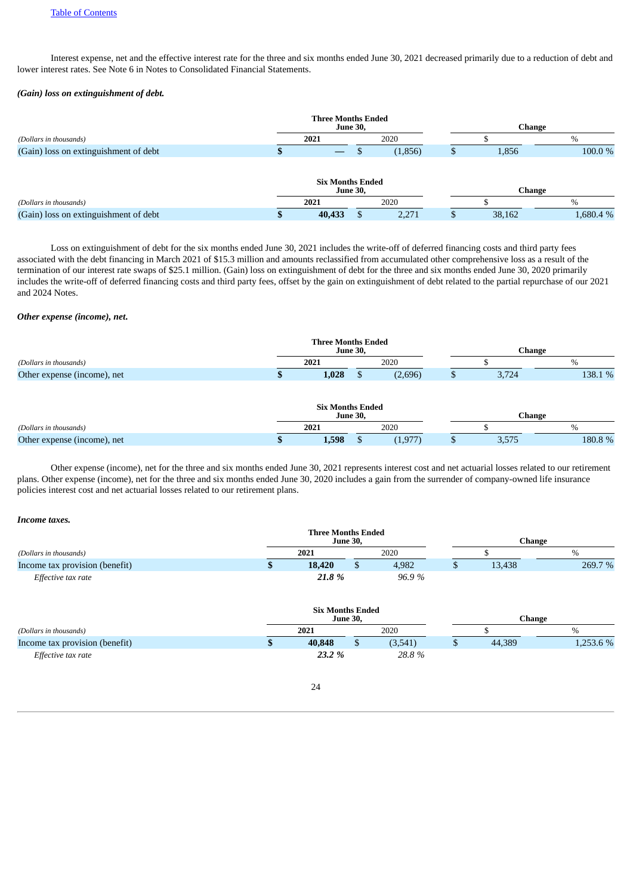Table of Contents

Interest expense, net and the effective interest rate for the three and six months ended June 30, 2021 decreased primarily due to a reduction of debt and lower interest rates. See Note 6 in Notes to Consolidated Financial Statements.

***(Gain) loss on extinguishment of debt.***

| | Three Months Ended June 30, | | Change | |
|---|---|---|---|---|
| *(Dollars in thousands)* | **2021** | 2020 | $ | % |
| (Gain) loss on extinguishment of debt | **$ —** | $ (1,856) | $ 1,856 | 100.0 % |

| | Six Months Ended June 30, | | Change | |
|---|---|---|---|---|
| *(Dollars in thousands)* | **2021** | 2020 | $ | % |
| (Gain) loss on extinguishment of debt | **$ 40,433** | $ 2,271 | $ 38,162 | 1,680.4 % |

Loss on extinguishment of debt for the six months ended June 30, 2021 includes the write-off of deferred financing costs and third party fees associated with the debt financing in March 2021 of $15.3 million and amounts reclassified from accumulated other comprehensive loss as a result of the termination of our interest rate swaps of $25.1 million. (Gain) loss on extinguishment of debt for the three and six months ended June 30, 2020 primarily includes the write-off of deferred financing costs and third party fees, offset by the gain on extinguishment of debt related to the partial repurchase of our 2021 and 2024 Notes.

***Other expense (income), net.***

| | Three Months Ended June 30, | | Change | |
|---|---|---|---|---|
| *(Dollars in thousands)* | **2021** | 2020 | $ | % |
| Other expense (income), net | **$ 1,028** | $ (2,696) | $ 3,724 | 138.1 % |

| | Six Months Ended June 30, | | Change | |
|---|---|---|---|---|
| *(Dollars in thousands)* | **2021** | 2020 | $ | % |
| Other expense (income), net | **$ 1,598** | $ (1,977) | $ 3,575 | 180.8 % |

Other expense (income), net for the three and six months ended June 30, 2021 represents interest cost and net actuarial losses related to our retirement plans. Other expense (income), net for the three and six months ended June 30, 2020 includes a gain from the surrender of company-owned life insurance policies interest cost and net actuarial losses related to our retirement plans.

***Income taxes.***

| | Three Months Ended June 30, | | Change | |
|---|---|---|---|---|
| *(Dollars in thousands)* | **2021** | 2020 | $ | % |
| Income tax provision (benefit) | **$ 18,420** | $ 4,982 | $ 13,438 | 269.7 % |
| *Effective tax rate* | ***21.8 %*** | *96.9 %* | | |

| | Six Months Ended June 30, | | Change | |
|---|---|---|---|---|
| *(Dollars in thousands)* | **2021** | 2020 | $ | % |
| Income tax provision (benefit) | **$ 40,848** | $ (3,541) | $ 44,389 | 1,253.6 % |
| *Effective tax rate* | ***23.2 %*** | *28.8 %* | | |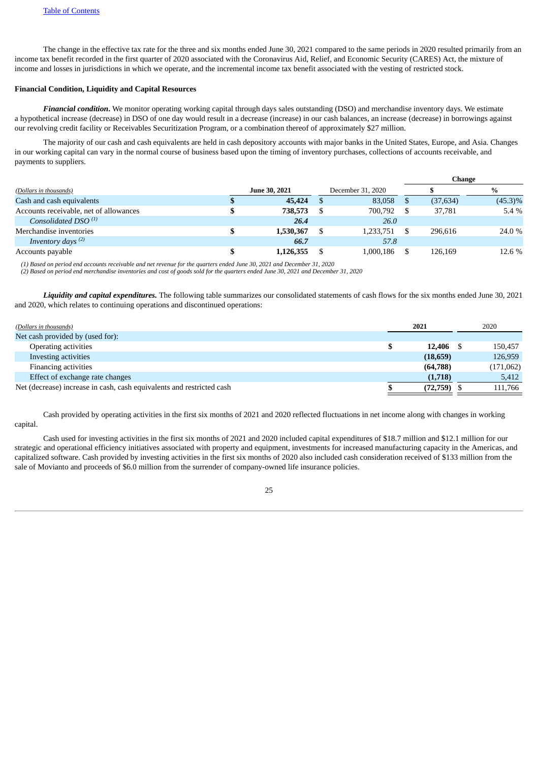The change in the effective tax rate for the three and six months ended June 30, 2021 compared to the same periods in 2020 resulted primarily from an income tax benefit recorded in the first quarter of 2020 associated with the Coronavirus Aid, Relief, and Economic Security (CARES) Act, the mixture of income and losses in jurisdictions in which we operate, and the incremental income tax benefit associated with the vesting of restricted stock.

**Financial Condition, Liquidity and Capital Resources**

***Financial condition.*** We monitor operating working capital through days sales outstanding (DSO) and merchandise inventory days. We estimate a hypothetical increase (decrease) in DSO of one day would result in a decrease (increase) in our cash balances, an increase (decrease) in borrowings against our revolving credit facility or Receivables Securitization Program, or a combination thereof of approximately $27 million.

The majority of our cash and cash equivalents are held in cash depository accounts with major banks in the United States, Europe, and Asia. Changes in our working capital can vary in the normal course of business based upon the timing of inventory purchases, collections of accounts receivable, and payments to suppliers.

| *(Dollars in thousands)* | **June 30, 2021** | December 31, 2020 | Change $ | Change % |
|---|---|---|---|---|
| Cash and cash equivalents | **$ 45,424** | $ 83,058 | $ (37,634) | (45.3)% |
| Accounts receivable, net of allowances | **$ 738,573** | $ 700,792 | $ 37,781 | 5.4 % |
| *Consolidated DSO (1)* | ***26.4*** | *26.0* | | |
| Merchandise inventories | **$ 1,530,367** | $ 1,233,751 | $ 296,616 | 24.0 % |
| *Inventory days (2)* | ***66.7*** | *57.8* | | |
| Accounts payable | **$ 1,126,355** | $ 1,000,186 | $ 126,169 | 12.6 % |

*(1) Based on period end accounts receivable and net revenue for the quarters ended June 30, 2021 and December 31, 2020*
*(2) Based on period end merchandise inventories and cost of goods sold for the quarters ended June 30, 2021 and December 31, 2020*

***Liquidity and capital expenditures.*** The following table summarizes our consolidated statements of cash flows for the six months ended June 30, 2021 and 2020, which relates to continuing operations and discontinued operations:

| *(Dollars in thousands)* | **2021** | 2020 |
|---|---|---|
| Net cash provided by (used for): | | |
| Operating activities | **$ 12,406** | $ 150,457 |
| Investing activities | **(18,659)** | 126,959 |
| Financing activities | **(64,788)** | (171,062) |
| Effect of exchange rate changes | **(1,718)** | 5,412 |
| Net (decrease) increase in cash, cash equivalents and restricted cash | **$ (72,759)** | $ 111,766 |

Cash provided by operating activities in the first six months of 2021 and 2020 reflected fluctuations in net income along with changes in working capital.

Cash used for investing activities in the first six months of 2021 and 2020 included capital expenditures of $18.7 million and $12.1 million for our strategic and operational efficiency initiatives associated with property and equipment, investments for increased manufacturing capacity in the Americas, and capitalized software. Cash provided by investing activities in the first six months of 2020 also included cash consideration received of $133 million from the sale of Movianto and proceeds of $6.0 million from the surrender of company-owned life insurance policies.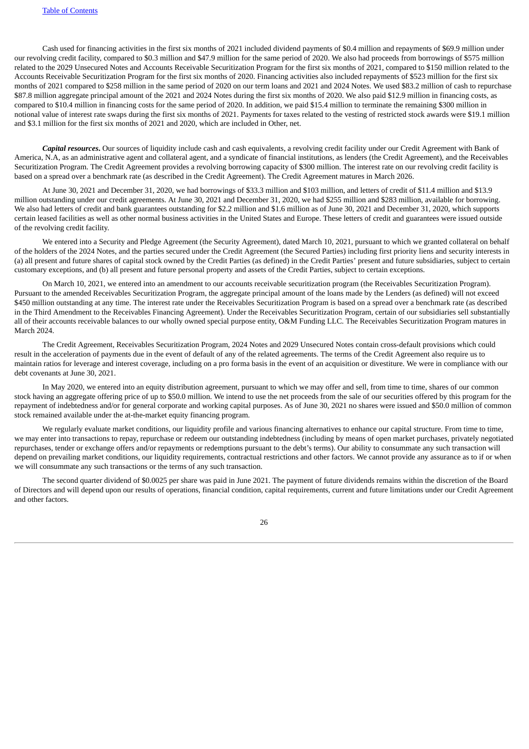Cash used for financing activities in the first six months of 2021 included dividend payments of $0.4 million and repayments of $69.9 million under our revolving credit facility, compared to $0.3 million and $47.9 million for the same period of 2020. We also had proceeds from borrowings of $575 million related to the 2029 Unsecured Notes and Accounts Receivable Securitization Program for the first six months of 2021, compared to $150 million related to the Accounts Receivable Securitization Program for the first six months of 2020. Financing activities also included repayments of $523 million for the first six months of 2021 compared to $258 million in the same period of 2020 on our term loans and 2021 and 2024 Notes. We used $83.2 million of cash to repurchase $87.8 million aggregate principal amount of the 2021 and 2024 Notes during the first six months of 2020. We also paid $12.9 million in financing costs, as compared to $10.4 million in financing costs for the same period of 2020. In addition, we paid $15.4 million to terminate the remaining $300 million in notional value of interest rate swaps during the first six months of 2021. Payments for taxes related to the vesting of restricted stock awards were $19.1 million and $3.1 million for the first six months of 2021 and 2020, which are included in Other, net.

***Capital resources*.** Our sources of liquidity include cash and cash equivalents, a revolving credit facility under our Credit Agreement with Bank of America, N.A, as an administrative agent and collateral agent, and a syndicate of financial institutions, as lenders (the Credit Agreement), and the Receivables Securitization Program. The Credit Agreement provides a revolving borrowing capacity of $300 million. The interest rate on our revolving credit facility is based on a spread over a benchmark rate (as described in the Credit Agreement). The Credit Agreement matures in March 2026.

At June 30, 2021 and December 31, 2020, we had borrowings of $33.3 million and $103 million, and letters of credit of $11.4 million and $13.9 million outstanding under our credit agreements. At June 30, 2021 and December 31, 2020, we had $255 million and $283 million, available for borrowing. We also had letters of credit and bank guarantees outstanding for $2.2 million and $1.6 million as of June 30, 2021 and December 31, 2020, which supports certain leased facilities as well as other normal business activities in the United States and Europe. These letters of credit and guarantees were issued outside of the revolving credit facility.

We entered into a Security and Pledge Agreement (the Security Agreement), dated March 10, 2021, pursuant to which we granted collateral on behalf of the holders of the 2024 Notes, and the parties secured under the Credit Agreement (the Secured Parties) including first priority liens and security interests in (a) all present and future shares of capital stock owned by the Credit Parties (as defined) in the Credit Parties' present and future subsidiaries, subject to certain customary exceptions, and (b) all present and future personal property and assets of the Credit Parties, subject to certain exceptions.

On March 10, 2021, we entered into an amendment to our accounts receivable securitization program (the Receivables Securitization Program). Pursuant to the amended Receivables Securitization Program, the aggregate principal amount of the loans made by the Lenders (as defined) will not exceed $450 million outstanding at any time. The interest rate under the Receivables Securitization Program is based on a spread over a benchmark rate (as described in the Third Amendment to the Receivables Financing Agreement). Under the Receivables Securitization Program, certain of our subsidiaries sell substantially all of their accounts receivable balances to our wholly owned special purpose entity, O&M Funding LLC. The Receivables Securitization Program matures in March 2024.

The Credit Agreement, Receivables Securitization Program, 2024 Notes and 2029 Unsecured Notes contain cross-default provisions which could result in the acceleration of payments due in the event of default of any of the related agreements. The terms of the Credit Agreement also require us to maintain ratios for leverage and interest coverage, including on a pro forma basis in the event of an acquisition or divestiture. We were in compliance with our debt covenants at June 30, 2021.

In May 2020, we entered into an equity distribution agreement, pursuant to which we may offer and sell, from time to time, shares of our common stock having an aggregate offering price of up to $50.0 million. We intend to use the net proceeds from the sale of our securities offered by this program for the repayment of indebtedness and/or for general corporate and working capital purposes. As of June 30, 2021 no shares were issued and $50.0 million of common stock remained available under the at-the-market equity financing program.

We regularly evaluate market conditions, our liquidity profile and various financing alternatives to enhance our capital structure. From time to time, we may enter into transactions to repay, repurchase or redeem our outstanding indebtedness (including by means of open market purchases, privately negotiated repurchases, tender or exchange offers and/or repayments or redemptions pursuant to the debt's terms). Our ability to consummate any such transaction will depend on prevailing market conditions, our liquidity requirements, contractual restrictions and other factors. We cannot provide any assurance as to if or when we will consummate any such transactions or the terms of any such transaction.

The second quarter dividend of $0.0025 per share was paid in June 2021. The payment of future dividends remains within the discretion of the Board of Directors and will depend upon our results of operations, financial condition, capital requirements, current and future limitations under our Credit Agreement and other factors.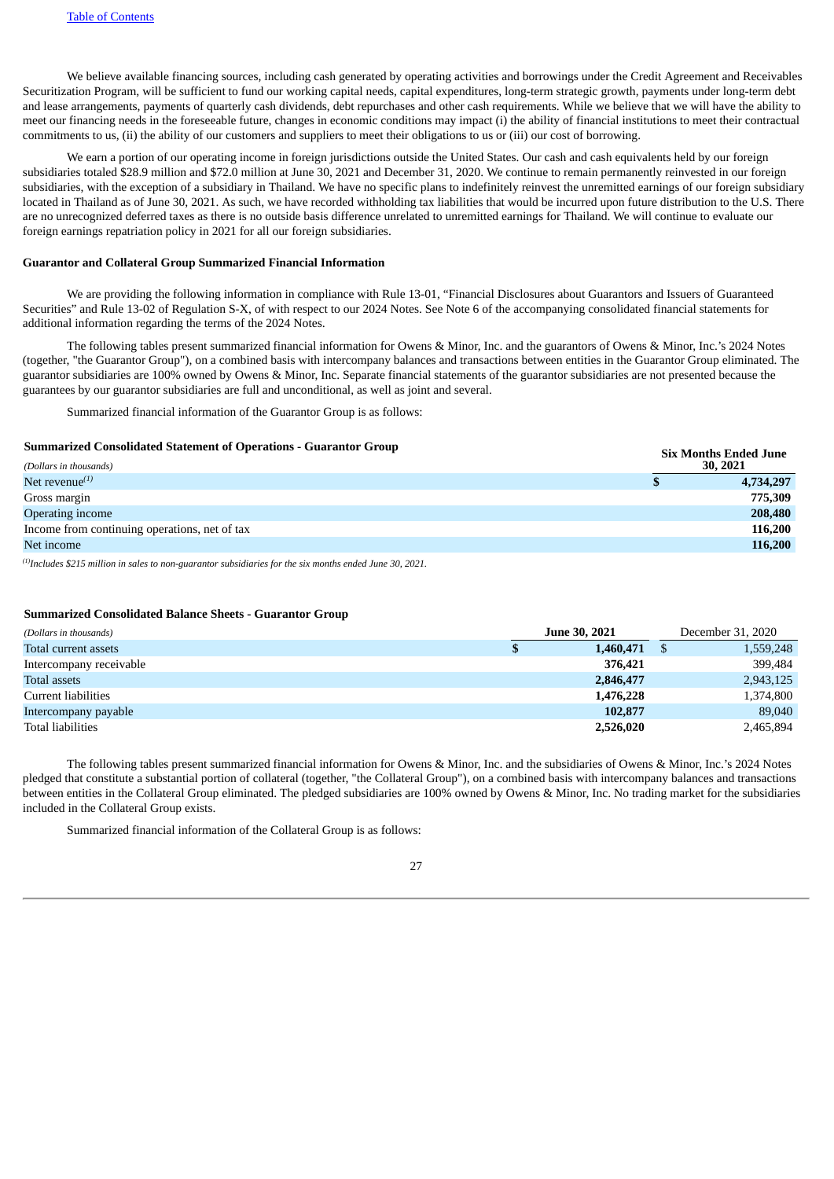We believe available financing sources, including cash generated by operating activities and borrowings under the Credit Agreement and Receivables Securitization Program, will be sufficient to fund our working capital needs, capital expenditures, long-term strategic growth, payments under long-term debt and lease arrangements, payments of quarterly cash dividends, debt repurchases and other cash requirements. While we believe that we will have the ability to meet our financing needs in the foreseeable future, changes in economic conditions may impact (i) the ability of financial institutions to meet their contractual commitments to us, (ii) the ability of our customers and suppliers to meet their obligations to us or (iii) our cost of borrowing.

We earn a portion of our operating income in foreign jurisdictions outside the United States. Our cash and cash equivalents held by our foreign subsidiaries totaled $28.9 million and $72.0 million at June 30, 2021 and December 31, 2020. We continue to remain permanently reinvested in our foreign subsidiaries, with the exception of a subsidiary in Thailand. We have no specific plans to indefinitely reinvest the unremitted earnings of our foreign subsidiary located in Thailand as of June 30, 2021. As such, we have recorded withholding tax liabilities that would be incurred upon future distribution to the U.S. There are no unrecognized deferred taxes as there is no outside basis difference unrelated to unremitted earnings for Thailand. We will continue to evaluate our foreign earnings repatriation policy in 2021 for all our foreign subsidiaries.

**Guarantor and Collateral Group Summarized Financial Information**

We are providing the following information in compliance with Rule 13-01, "Financial Disclosures about Guarantors and Issuers of Guaranteed Securities" and Rule 13-02 of Regulation S-X, of with respect to our 2024 Notes. See Note 6 of the accompanying consolidated financial statements for additional information regarding the terms of the 2024 Notes.

The following tables present summarized financial information for Owens & Minor, Inc. and the guarantors of Owens & Minor, Inc.'s 2024 Notes (together, "the Guarantor Group"), on a combined basis with intercompany balances and transactions between entities in the Guarantor Group eliminated. The guarantor subsidiaries are 100% owned by Owens & Minor, Inc. Separate financial statements of the guarantor subsidiaries are not presented because the guarantees by our guarantor subsidiaries are full and unconditional, as well as joint and several.

Summarized financial information of the Guarantor Group is as follows:

**Summarized Consolidated Statement of Operations - Guarantor Group**

| *(Dollars in thousands)* | Six Months Ended June 30, 2021 |
|---|---|
| Net revenue[(1)] | $ **4,734,297** |
| Gross margin | **775,309** |
| Operating income | **208,480** |
| Income from continuing operations, net of tax | **116,200** |
| Net income | **116,200** |

[(1)]*Includes $215 million in sales to non-guarantor subsidiaries for the six months ended June 30, 2021.*

**Summarized Consolidated Balance Sheets - Guarantor Group**

| *(Dollars in thousands)* | June 30, 2021 | December 31, 2020 |
|---|---|---|
| Total current assets | $ **1,460,471** | $ 1,559,248 |
| Intercompany receivable | **376,421** | 399,484 |
| Total assets | **2,846,477** | 2,943,125 |
| Current liabilities | **1,476,228** | 1,374,800 |
| Intercompany payable | **102,877** | 89,040 |
| Total liabilities | **2,526,020** | 2,465,894 |

The following tables present summarized financial information for Owens & Minor, Inc. and the subsidiaries of Owens & Minor, Inc.'s 2024 Notes pledged that constitute a substantial portion of collateral (together, "the Collateral Group"), on a combined basis with intercompany balances and transactions between entities in the Collateral Group eliminated. The pledged subsidiaries are 100% owned by Owens & Minor, Inc. No trading market for the subsidiaries included in the Collateral Group exists.

Summarized financial information of the Collateral Group is as follows: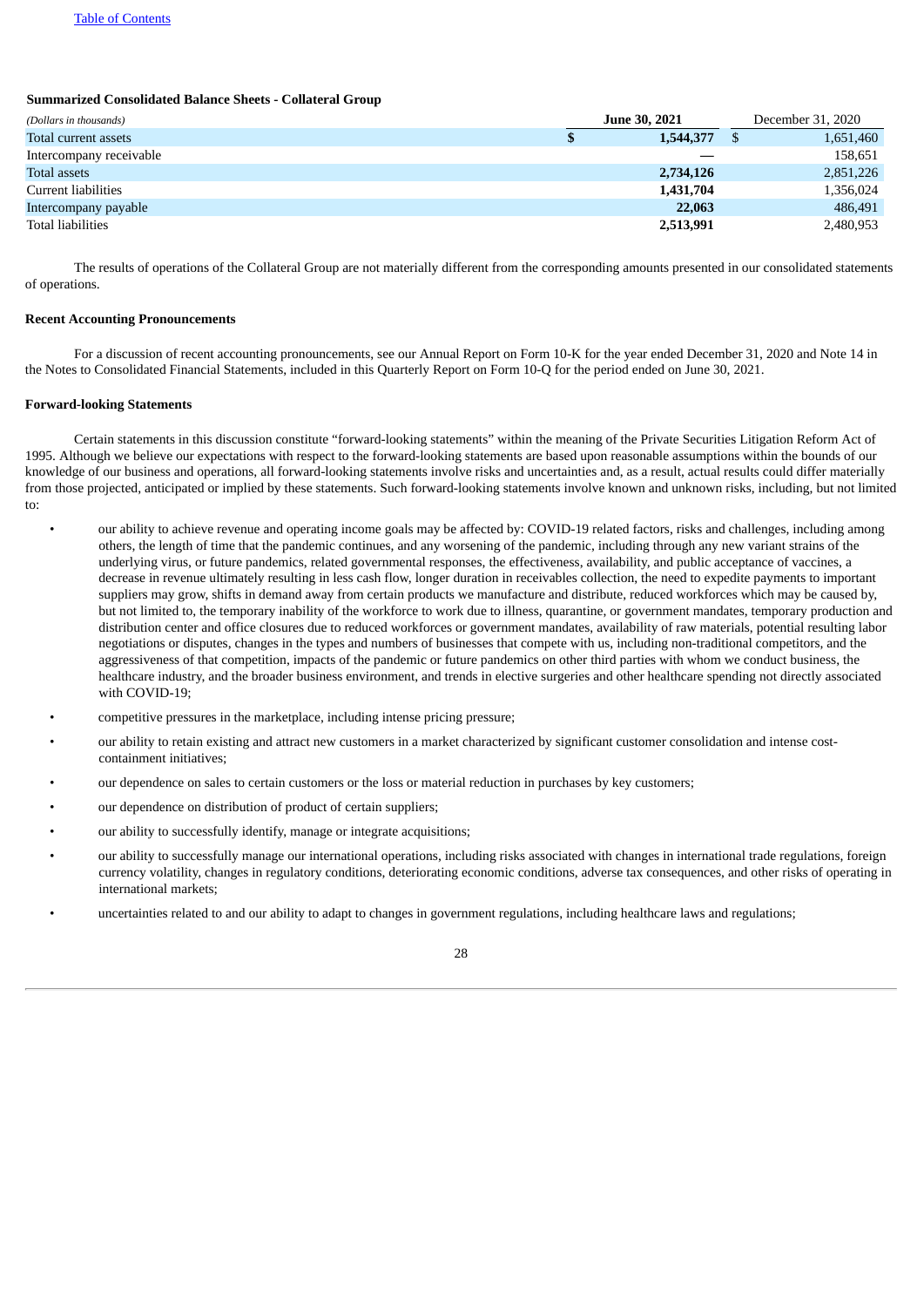**Summarized Consolidated Balance Sheets - Collateral Group**

| *(Dollars in thousands)* | **June 30, 2021** | December 31, 2020 |
|---|---|---|
| Total current assets | **$ 1,544,377** | $ 1,651,460 |
| Intercompany receivable | **—** | 158,651 |
| Total assets | **2,734,126** | 2,851,226 |
| Current liabilities | **1,431,704** | 1,356,024 |
| Intercompany payable | **22,063** | 486,491 |
| Total liabilities | **2,513,991** | 2,480,953 |

The results of operations of the Collateral Group are not materially different from the corresponding amounts presented in our consolidated statements of operations.

**Recent Accounting Pronouncements**

For a discussion of recent accounting pronouncements, see our Annual Report on Form 10-K for the year ended December 31, 2020 and Note 14 in the Notes to Consolidated Financial Statements, included in this Quarterly Report on Form 10-Q for the period ended on June 30, 2021.

**Forward-looking Statements**

Certain statements in this discussion constitute "forward-looking statements" within the meaning of the Private Securities Litigation Reform Act of 1995. Although we believe our expectations with respect to the forward-looking statements are based upon reasonable assumptions within the bounds of our knowledge of our business and operations, all forward-looking statements involve risks and uncertainties and, as a result, actual results could differ materially from those projected, anticipated or implied by these statements. Such forward-looking statements involve known and unknown risks, including, but not limited to:

- our ability to achieve revenue and operating income goals may be affected by: COVID-19 related factors, risks and challenges, including among others, the length of time that the pandemic continues, and any worsening of the pandemic, including through any new variant strains of the underlying virus, or future pandemics, related governmental responses, the effectiveness, availability, and public acceptance of vaccines, a decrease in revenue ultimately resulting in less cash flow, longer duration in receivables collection, the need to expedite payments to important suppliers may grow, shifts in demand away from certain products we manufacture and distribute, reduced workforces which may be caused by, but not limited to, the temporary inability of the workforce to work due to illness, quarantine, or government mandates, temporary production and distribution center and office closures due to reduced workforces or government mandates, availability of raw materials, potential resulting labor negotiations or disputes, changes in the types and numbers of businesses that compete with us, including non-traditional competitors, and the aggressiveness of that competition, impacts of the pandemic or future pandemics on other third parties with whom we conduct business, the healthcare industry, and the broader business environment, and trends in elective surgeries and other healthcare spending not directly associated with COVID-19;
- competitive pressures in the marketplace, including intense pricing pressure;
- our ability to retain existing and attract new customers in a market characterized by significant customer consolidation and intense cost-containment initiatives;
- our dependence on sales to certain customers or the loss or material reduction in purchases by key customers;
- our dependence on distribution of product of certain suppliers;
- our ability to successfully identify, manage or integrate acquisitions;
- our ability to successfully manage our international operations, including risks associated with changes in international trade regulations, foreign currency volatility, changes in regulatory conditions, deteriorating economic conditions, adverse tax consequences, and other risks of operating in international markets;
- uncertainties related to and our ability to adapt to changes in government regulations, including healthcare laws and regulations;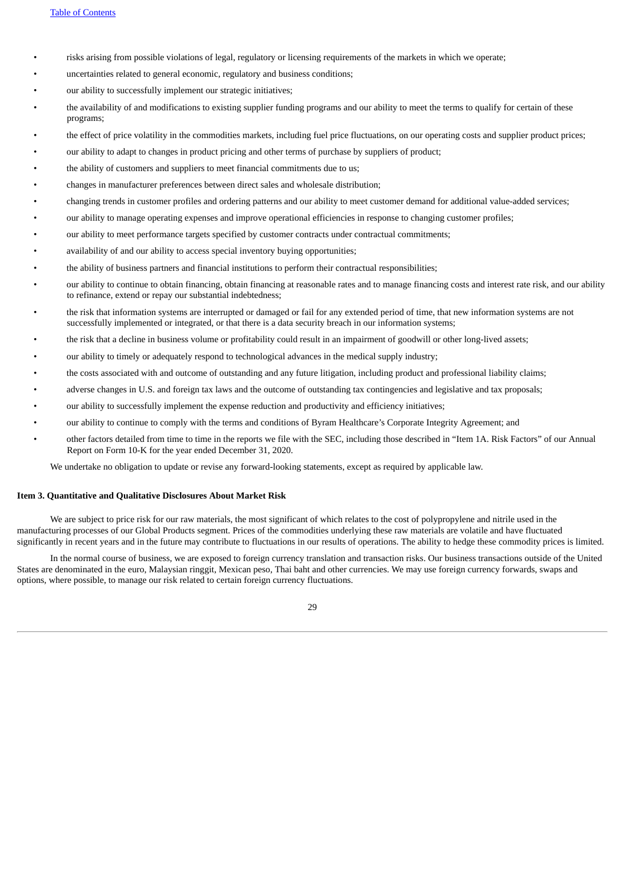- risks arising from possible violations of legal, regulatory or licensing requirements of the markets in which we operate;
- uncertainties related to general economic, regulatory and business conditions;
- our ability to successfully implement our strategic initiatives;
- the availability of and modifications to existing supplier funding programs and our ability to meet the terms to qualify for certain of these programs;
- the effect of price volatility in the commodities markets, including fuel price fluctuations, on our operating costs and supplier product prices;
- our ability to adapt to changes in product pricing and other terms of purchase by suppliers of product;
- the ability of customers and suppliers to meet financial commitments due to us;
- changes in manufacturer preferences between direct sales and wholesale distribution;
- changing trends in customer profiles and ordering patterns and our ability to meet customer demand for additional value-added services;
- our ability to manage operating expenses and improve operational efficiencies in response to changing customer profiles;
- our ability to meet performance targets specified by customer contracts under contractual commitments;
- availability of and our ability to access special inventory buying opportunities;
- the ability of business partners and financial institutions to perform their contractual responsibilities;
- our ability to continue to obtain financing, obtain financing at reasonable rates and to manage financing costs and interest rate risk, and our ability to refinance, extend or repay our substantial indebtedness;
- the risk that information systems are interrupted or damaged or fail for any extended period of time, that new information systems are not successfully implemented or integrated, or that there is a data security breach in our information systems;
- the risk that a decline in business volume or profitability could result in an impairment of goodwill or other long-lived assets;
- our ability to timely or adequately respond to technological advances in the medical supply industry;
- the costs associated with and outcome of outstanding and any future litigation, including product and professional liability claims;
- adverse changes in U.S. and foreign tax laws and the outcome of outstanding tax contingencies and legislative and tax proposals;
- our ability to successfully implement the expense reduction and productivity and efficiency initiatives;
- our ability to continue to comply with the terms and conditions of Byram Healthcare's Corporate Integrity Agreement; and
- other factors detailed from time to time in the reports we file with the SEC, including those described in "Item 1A. Risk Factors" of our Annual Report on Form 10-K for the year ended December 31, 2020.

We undertake no obligation to update or revise any forward-looking statements, except as required by applicable law.

## Item 3. Quantitative and Qualitative Disclosures About Market Risk

We are subject to price risk for our raw materials, the most significant of which relates to the cost of polypropylene and nitrile used in the manufacturing processes of our Global Products segment. Prices of the commodities underlying these raw materials are volatile and have fluctuated significantly in recent years and in the future may contribute to fluctuations in our results of operations. The ability to hedge these commodity prices is limited.

In the normal course of business, we are exposed to foreign currency translation and transaction risks. Our business transactions outside of the United States are denominated in the euro, Malaysian ringgit, Mexican peso, Thai baht and other currencies. We may use foreign currency forwards, swaps and options, where possible, to manage our risk related to certain foreign currency fluctuations.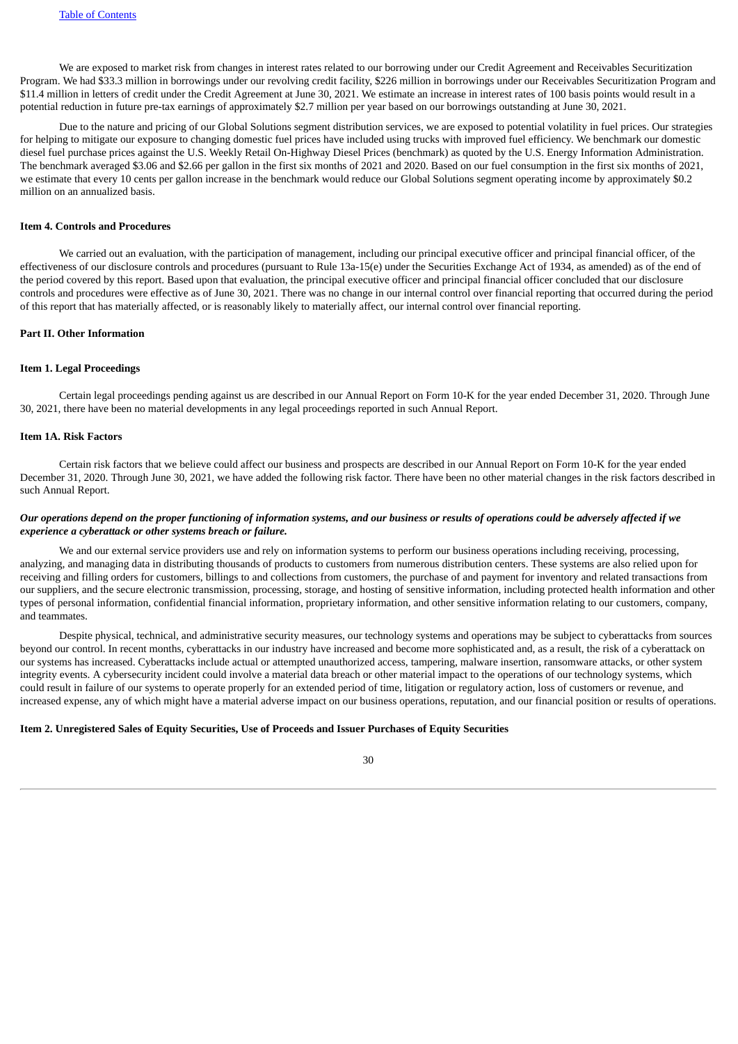We are exposed to market risk from changes in interest rates related to our borrowing under our Credit Agreement and Receivables Securitization Program. We had $33.3 million in borrowings under our revolving credit facility, $226 million in borrowings under our Receivables Securitization Program and $11.4 million in letters of credit under the Credit Agreement at June 30, 2021. We estimate an increase in interest rates of 100 basis points would result in a potential reduction in future pre-tax earnings of approximately $2.7 million per year based on our borrowings outstanding at June 30, 2021.

Due to the nature and pricing of our Global Solutions segment distribution services, we are exposed to potential volatility in fuel prices. Our strategies for helping to mitigate our exposure to changing domestic fuel prices have included using trucks with improved fuel efficiency. We benchmark our domestic diesel fuel purchase prices against the U.S. Weekly Retail On-Highway Diesel Prices (benchmark) as quoted by the U.S. Energy Information Administration. The benchmark averaged $3.06 and $2.66 per gallon in the first six months of 2021 and 2020. Based on our fuel consumption in the first six months of 2021, we estimate that every 10 cents per gallon increase in the benchmark would reduce our Global Solutions segment operating income by approximately $0.2 million on an annualized basis.

### Item 4. Controls and Procedures

We carried out an evaluation, with the participation of management, including our principal executive officer and principal financial officer, of the effectiveness of our disclosure controls and procedures (pursuant to Rule 13a-15(e) under the Securities Exchange Act of 1934, as amended) as of the end of the period covered by this report. Based upon that evaluation, the principal executive officer and principal financial officer concluded that our disclosure controls and procedures were effective as of June 30, 2021. There was no change in our internal control over financial reporting that occurred during the period of this report that has materially affected, or is reasonably likely to materially affect, our internal control over financial reporting.

## Part II. Other Information

### Item 1. Legal Proceedings

Certain legal proceedings pending against us are described in our Annual Report on Form 10-K for the year ended December 31, 2020. Through June 30, 2021, there have been no material developments in any legal proceedings reported in such Annual Report.

### Item 1A. Risk Factors

Certain risk factors that we believe could affect our business and prospects are described in our Annual Report on Form 10-K for the year ended December 31, 2020. Through June 30, 2021, we have added the following risk factor. There have been no other material changes in the risk factors described in such Annual Report.

***Our operations depend on the proper functioning of information systems, and our business or results of operations could be adversely affected if we experience a cyberattack or other systems breach or failure.***

We and our external service providers use and rely on information systems to perform our business operations including receiving, processing, analyzing, and managing data in distributing thousands of products to customers from numerous distribution centers. These systems are also relied upon for receiving and filling orders for customers, billings to and collections from customers, the purchase of and payment for inventory and related transactions from our suppliers, and the secure electronic transmission, processing, storage, and hosting of sensitive information, including protected health information and other types of personal information, confidential financial information, proprietary information, and other sensitive information relating to our customers, company, and teammates.

Despite physical, technical, and administrative security measures, our technology systems and operations may be subject to cyberattacks from sources beyond our control. In recent months, cyberattacks in our industry have increased and become more sophisticated and, as a result, the risk of a cyberattack on our systems has increased. Cyberattacks include actual or attempted unauthorized access, tampering, malware insertion, ransomware attacks, or other system integrity events. A cybersecurity incident could involve a material data breach or other material impact to the operations of our technology systems, which could result in failure of our systems to operate properly for an extended period of time, litigation or regulatory action, loss of customers or revenue, and increased expense, any of which might have a material adverse impact on our business operations, reputation, and our financial position or results of operations.

### Item 2. Unregistered Sales of Equity Securities, Use of Proceeds and Issuer Purchases of Equity Securities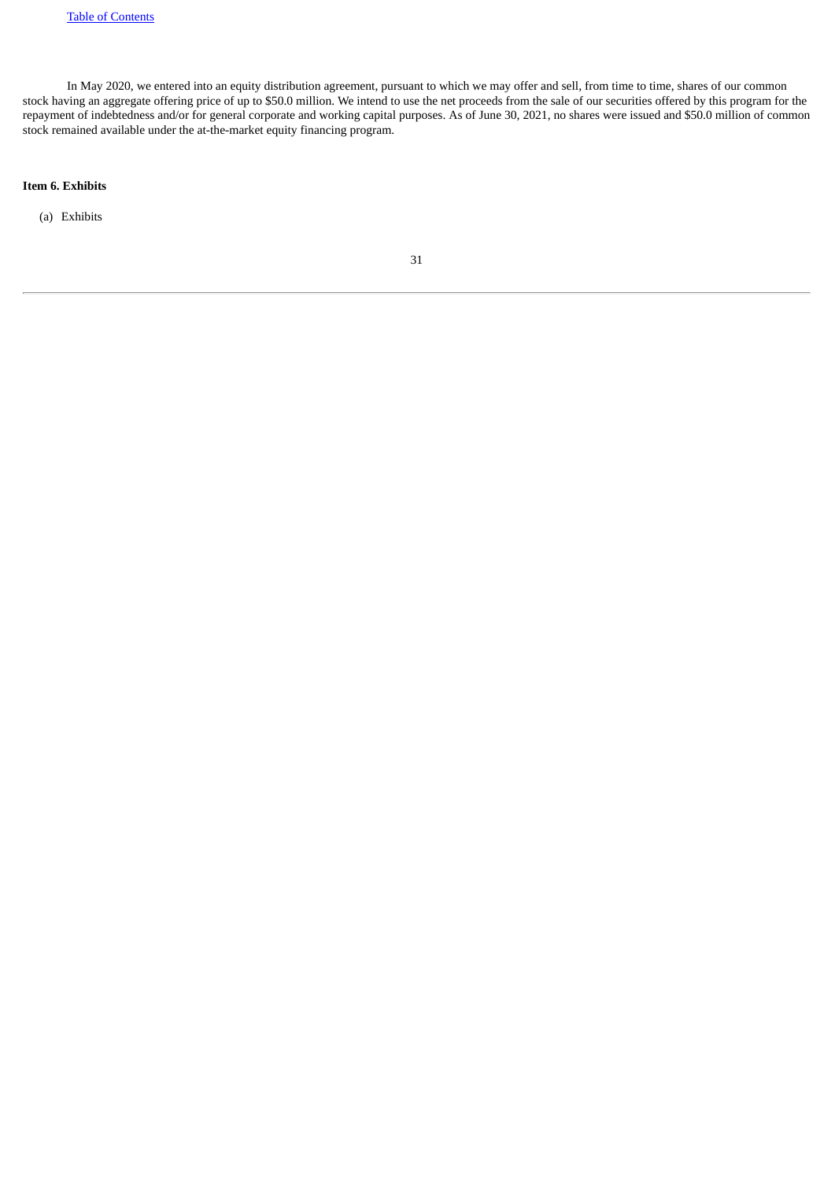In May 2020, we entered into an equity distribution agreement, pursuant to which we may offer and sell, from time to time, shares of our common stock having an aggregate offering price of up to $50.0 million. We intend to use the net proceeds from the sale of our securities offered by this program for the repayment of indebtedness and/or for general corporate and working capital purposes. As of June 30, 2021, no shares were issued and $50.0 million of common stock remained available under the at-the-market equity financing program.

**Item 6. Exhibits**

(a) Exhibits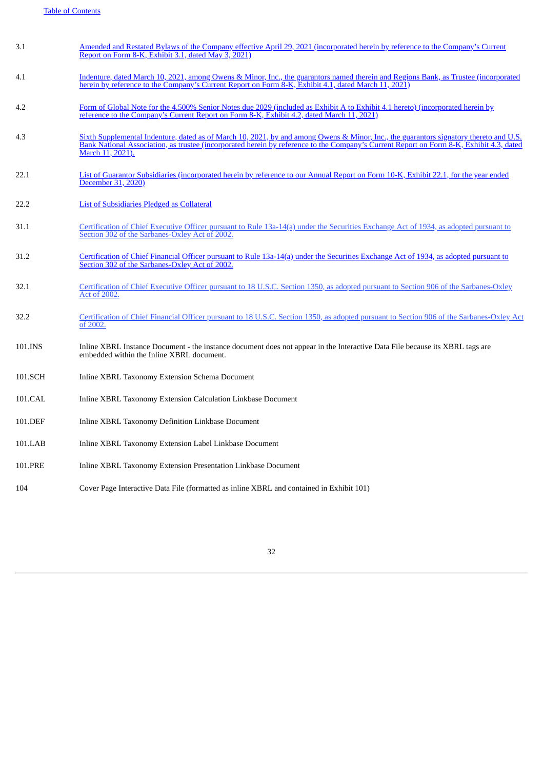| | |
|---|---|
| 3.1 | Amended and Restated Bylaws of the Company effective April 29, 2021 (incorporated herein by reference to the Company's Current Report on Form 8-K, Exhibit 3.1, dated May 3, 2021) |
| 4.1 | Indenture, dated March 10, 2021, among Owens & Minor, Inc., the guarantors named therein and Regions Bank, as Trustee (incorporated herein by reference to the Company's Current Report on Form 8-K, Exhibit 4.1, dated March 11, 2021) |
| 4.2 | Form of Global Note for the 4.500% Senior Notes due 2029 (included as Exhibit A to Exhibit 4.1 hereto) (incorporated herein by reference to the Company's Current Report on Form 8-K, Exhibit 4.2, dated March 11, 2021) |
| 4.3 | Sixth Supplemental Indenture, dated as of March 10, 2021, by and among Owens & Minor, Inc., the guarantors signatory thereto and U.S. Bank National Association, as trustee (incorporated herein by reference to the Company's Current Report on Form 8-K, Exhibit 4.3, dated March 11, 2021). |
| 22.1 | List of Guarantor Subsidiaries (incorporated herein by reference to our Annual Report on Form 10-K, Exhibit 22.1, for the year ended December 31, 2020) |
| 22.2 | List of Subsidiaries Pledged as Collateral |
| 31.1 | Certification of Chief Executive Officer pursuant to Rule 13a-14(a) under the Securities Exchange Act of 1934, as adopted pursuant to Section 302 of the Sarbanes-Oxley Act of 2002. |
| 31.2 | Certification of Chief Financial Officer pursuant to Rule 13a-14(a) under the Securities Exchange Act of 1934, as adopted pursuant to Section 302 of the Sarbanes-Oxley Act of 2002. |
| 32.1 | Certification of Chief Executive Officer pursuant to 18 U.S.C. Section 1350, as adopted pursuant to Section 906 of the Sarbanes-Oxley Act of 2002. |
| 32.2 | Certification of Chief Financial Officer pursuant to 18 U.S.C. Section 1350, as adopted pursuant to Section 906 of the Sarbanes-Oxley Act of 2002. |
| 101.INS | Inline XBRL Instance Document - the instance document does not appear in the Interactive Data File because its XBRL tags are embedded within the Inline XBRL document. |
| 101.SCH | Inline XBRL Taxonomy Extension Schema Document |
| 101.CAL | Inline XBRL Taxonomy Extension Calculation Linkbase Document |
| 101.DEF | Inline XBRL Taxonomy Definition Linkbase Document |
| 101.LAB | Inline XBRL Taxonomy Extension Label Linkbase Document |
| 101.PRE | Inline XBRL Taxonomy Extension Presentation Linkbase Document |
| 104 | Cover Page Interactive Data File (formatted as inline XBRL and contained in Exhibit 101) |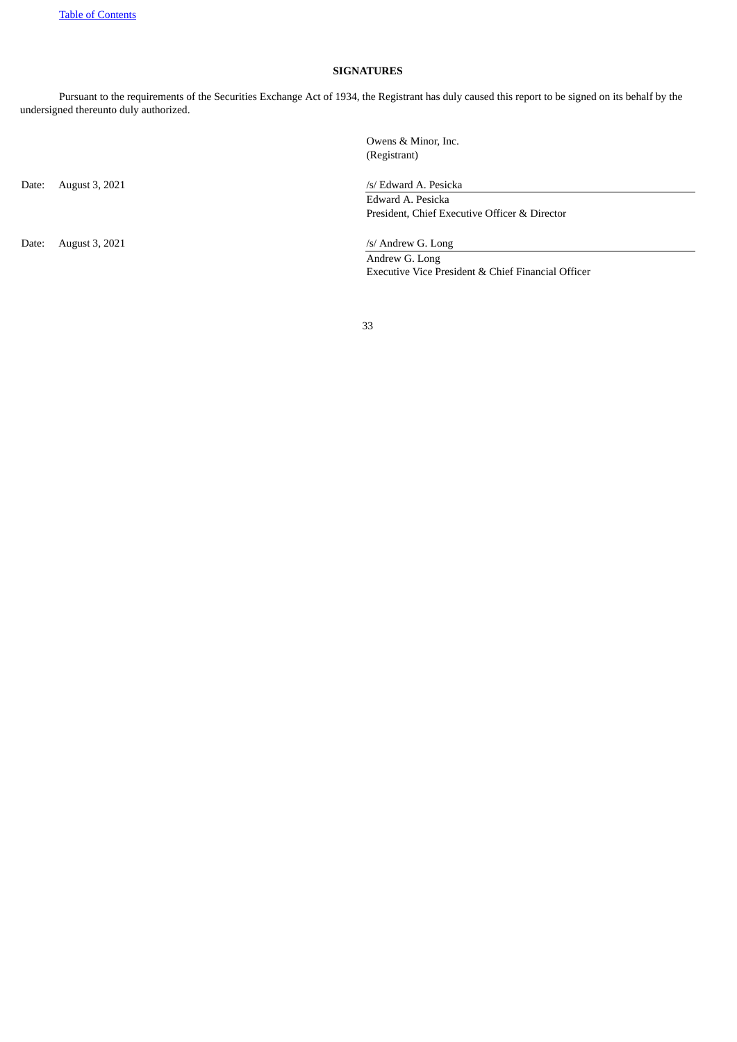## SIGNATURES

Pursuant to the requirements of the Securities Exchange Act of 1934, the Registrant has duly caused this report to be signed on its behalf by the undersigned thereunto duly authorized.

Owens & Minor, Inc.
(Registrant)

Date: August 3, 2021

/s/ Edward A. Pesicka
Edward A. Pesicka
President, Chief Executive Officer & Director

Date: August 3, 2021

/s/ Andrew G. Long
Andrew G. Long
Executive Vice President & Chief Financial Officer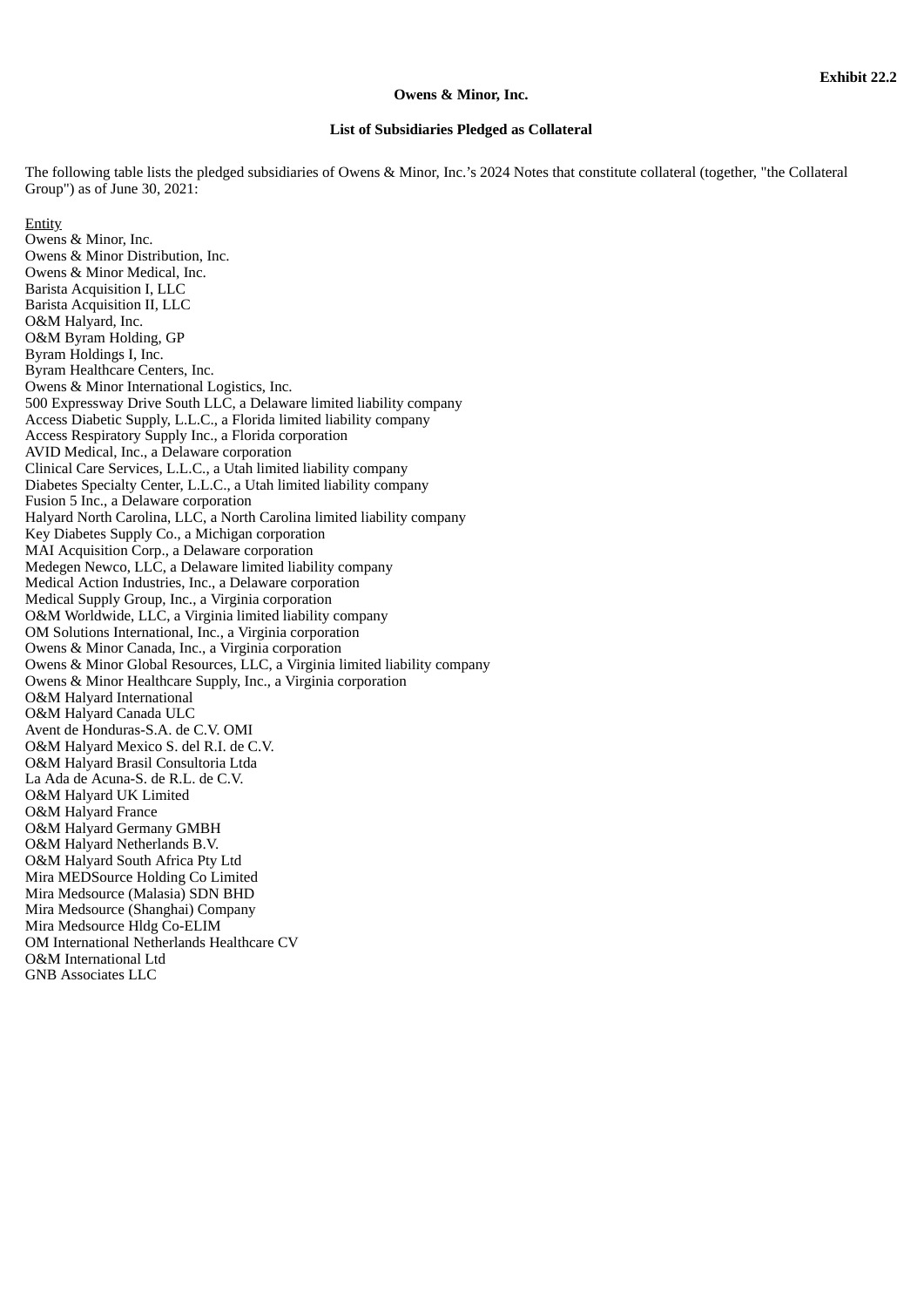**Exhibit 22.2**

**Owens & Minor, Inc.**

**List of Subsidiaries Pledged as Collateral**

The following table lists the pledged subsidiaries of Owens & Minor, Inc.'s 2024 Notes that constitute collateral (together, "the Collateral Group") as of June 30, 2021:

Entity

Owens & Minor, Inc.
Owens & Minor Distribution, Inc.
Owens & Minor Medical, Inc.
Barista Acquisition I, LLC
Barista Acquisition II, LLC
O&M Halyard, Inc.
O&M Byram Holding, GP
Byram Holdings I, Inc.
Byram Healthcare Centers, Inc.
Owens & Minor International Logistics, Inc.
500 Expressway Drive South LLC, a Delaware limited liability company
Access Diabetic Supply, L.L.C., a Florida limited liability company
Access Respiratory Supply Inc., a Florida corporation
AVID Medical, Inc., a Delaware corporation
Clinical Care Services, L.L.C., a Utah limited liability company
Diabetes Specialty Center, L.L.C., a Utah limited liability company
Fusion 5 Inc., a Delaware corporation
Halyard North Carolina, LLC, a North Carolina limited liability company
Key Diabetes Supply Co., a Michigan corporation
MAI Acquisition Corp., a Delaware corporation
Medegen Newco, LLC, a Delaware limited liability company
Medical Action Industries, Inc., a Delaware corporation
Medical Supply Group, Inc., a Virginia corporation
O&M Worldwide, LLC, a Virginia limited liability company
OM Solutions International, Inc., a Virginia corporation
Owens & Minor Canada, Inc., a Virginia corporation
Owens & Minor Global Resources, LLC, a Virginia limited liability company
Owens & Minor Healthcare Supply, Inc., a Virginia corporation
O&M Halyard International
O&M Halyard Canada ULC
Avent de Honduras-S.A. de C.V. OMI
O&M Halyard Mexico S. del R.I. de C.V.
O&M Halyard Brasil Consultoria Ltda
La Ada de Acuna-S. de R.L. de C.V.
O&M Halyard UK Limited
O&M Halyard France
O&M Halyard Germany GMBH
O&M Halyard Netherlands B.V.
O&M Halyard South Africa Pty Ltd
Mira MEDSource Holding Co Limited
Mira Medsource (Malasia) SDN BHD
Mira Medsource (Shanghai) Company
Mira Medsource Hldg Co-ELIM
OM International Netherlands Healthcare CV
O&M International Ltd
GNB Associates LLC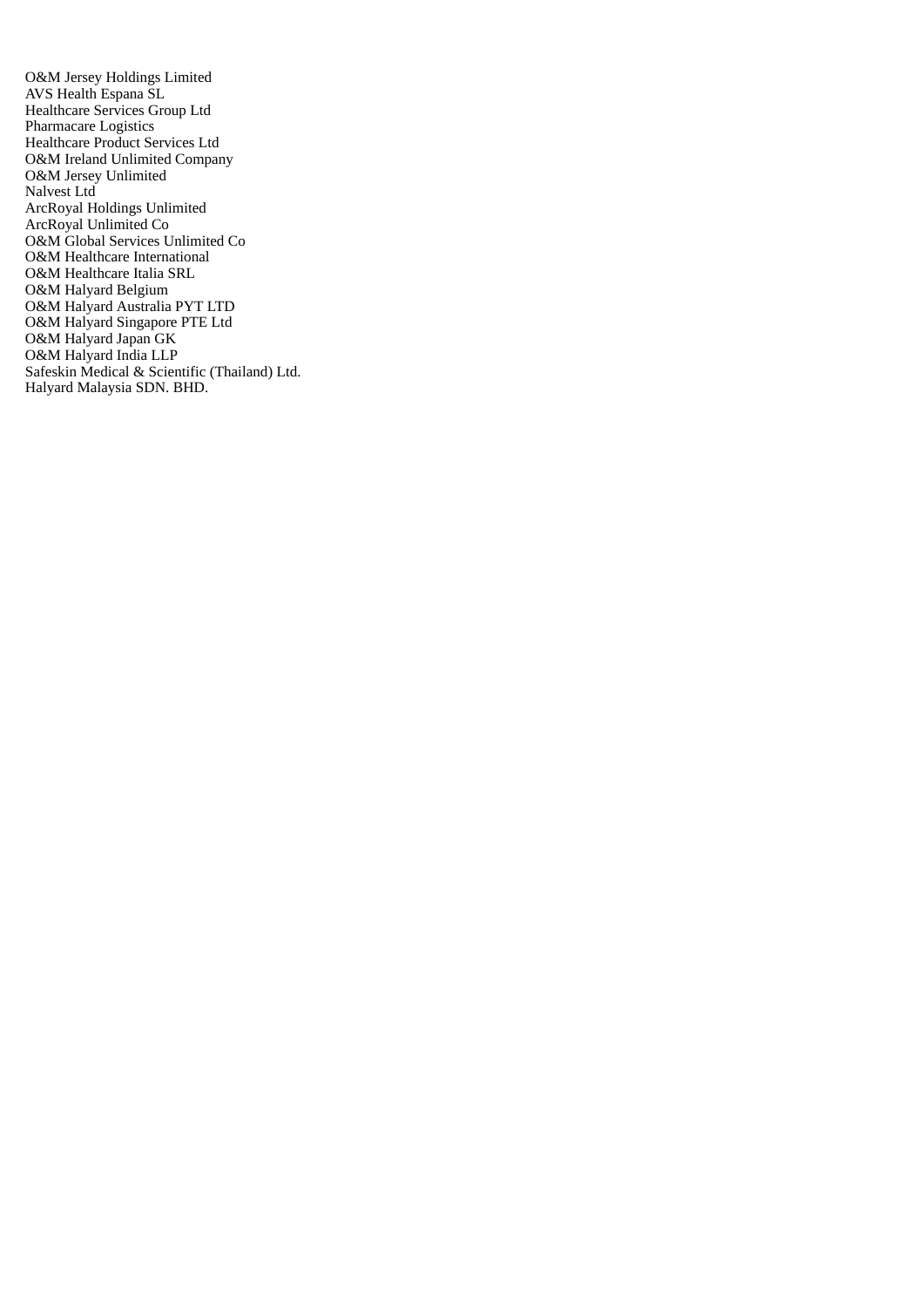O&M Jersey Holdings Limited
AVS Health Espana SL
Healthcare Services Group Ltd
Pharmacare Logistics
Healthcare Product Services Ltd
O&M Ireland Unlimited Company
O&M Jersey Unlimited
Nalvest Ltd
ArcRoyal Holdings Unlimited
ArcRoyal Unlimited Co
O&M Global Services Unlimited Co
O&M Healthcare International
O&M Healthcare Italia SRL
O&M Halyard Belgium
O&M Halyard Australia PYT LTD
O&M Halyard Singapore PTE Ltd
O&M Halyard Japan GK
O&M Halyard India LLP
Safeskin Medical & Scientific (Thailand) Ltd.
Halyard Malaysia SDN. BHD.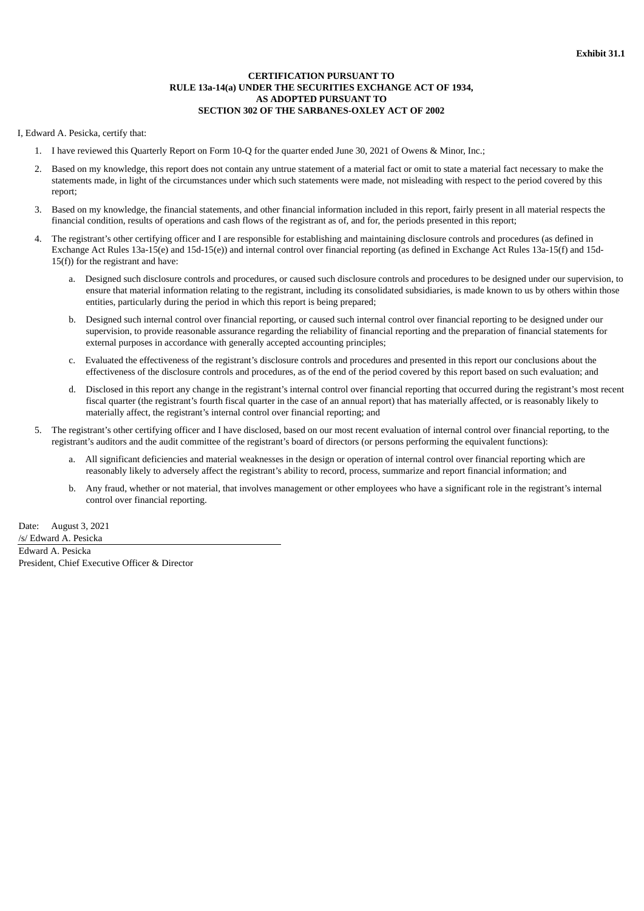**Exhibit 31.1**

**CERTIFICATION PURSUANT TO**
**RULE 13a-14(a) UNDER THE SECURITIES EXCHANGE ACT OF 1934,**
**AS ADOPTED PURSUANT TO**
**SECTION 302 OF THE SARBANES-OXLEY ACT OF 2002**

I, Edward A. Pesicka, certify that:

1. I have reviewed this Quarterly Report on Form 10-Q for the quarter ended June 30, 2021 of Owens & Minor, Inc.;
2. Based on my knowledge, this report does not contain any untrue statement of a material fact or omit to state a material fact necessary to make the statements made, in light of the circumstances under which such statements were made, not misleading with respect to the period covered by this report;
3. Based on my knowledge, the financial statements, and other financial information included in this report, fairly present in all material respects the financial condition, results of operations and cash flows of the registrant as of, and for, the periods presented in this report;
4. The registrant's other certifying officer and I are responsible for establishing and maintaining disclosure controls and procedures (as defined in Exchange Act Rules 13a-15(e) and 15d-15(e)) and internal control over financial reporting (as defined in Exchange Act Rules 13a-15(f) and 15d-15(f)) for the registrant and have:
    a. Designed such disclosure controls and procedures, or caused such disclosure controls and procedures to be designed under our supervision, to ensure that material information relating to the registrant, including its consolidated subsidiaries, is made known to us by others within those entities, particularly during the period in which this report is being prepared;
    b. Designed such internal control over financial reporting, or caused such internal control over financial reporting to be designed under our supervision, to provide reasonable assurance regarding the reliability of financial reporting and the preparation of financial statements for external purposes in accordance with generally accepted accounting principles;
    c. Evaluated the effectiveness of the registrant's disclosure controls and procedures and presented in this report our conclusions about the effectiveness of the disclosure controls and procedures, as of the end of the period covered by this report based on such evaluation; and
    d. Disclosed in this report any change in the registrant's internal control over financial reporting that occurred during the registrant's most recent fiscal quarter (the registrant's fourth fiscal quarter in the case of an annual report) that has materially affected, or is reasonably likely to materially affect, the registrant's internal control over financial reporting; and
5. The registrant's other certifying officer and I have disclosed, based on our most recent evaluation of internal control over financial reporting, to the registrant's auditors and the audit committee of the registrant's board of directors (or persons performing the equivalent functions):
    a. All significant deficiencies and material weaknesses in the design or operation of internal control over financial reporting which are reasonably likely to adversely affect the registrant's ability to record, process, summarize and report financial information; and
    b. Any fraud, whether or not material, that involves management or other employees who have a significant role in the registrant's internal control over financial reporting.

Date: August 3, 2021

/s/ Edward A. Pesicka

Edward A. Pesicka
President, Chief Executive Officer & Director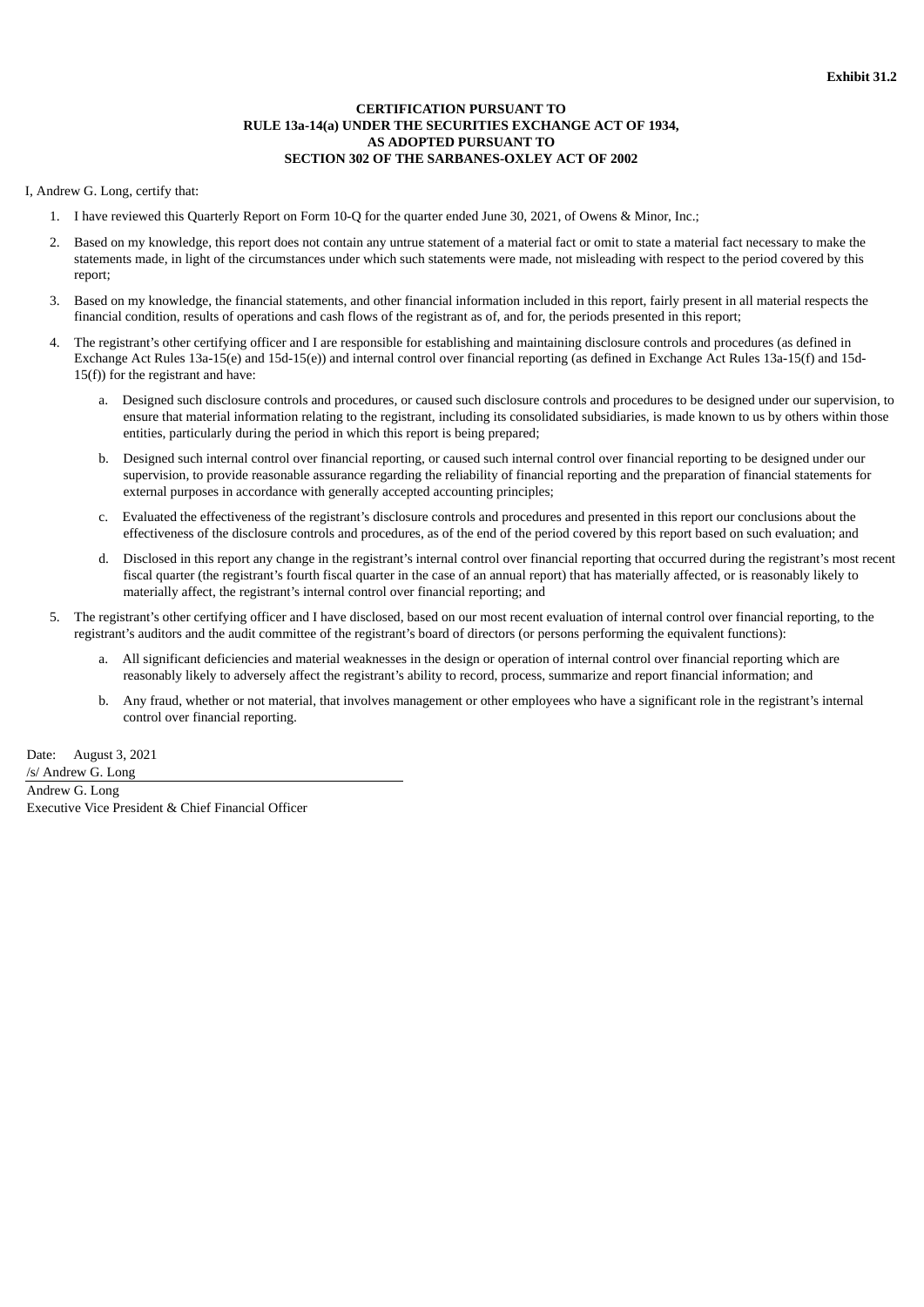**Exhibit 31.2**

**CERTIFICATION PURSUANT TO
RULE 13a-14(a) UNDER THE SECURITIES EXCHANGE ACT OF 1934,
AS ADOPTED PURSUANT TO
SECTION 302 OF THE SARBANES-OXLEY ACT OF 2002**

I, Andrew G. Long, certify that:

1. I have reviewed this Quarterly Report on Form 10-Q for the quarter ended June 30, 2021, of Owens & Minor, Inc.;
2. Based on my knowledge, this report does not contain any untrue statement of a material fact or omit to state a material fact necessary to make the statements made, in light of the circumstances under which such statements were made, not misleading with respect to the period covered by this report;
3. Based on my knowledge, the financial statements, and other financial information included in this report, fairly present in all material respects the financial condition, results of operations and cash flows of the registrant as of, and for, the periods presented in this report;
4. The registrant's other certifying officer and I are responsible for establishing and maintaining disclosure controls and procedures (as defined in Exchange Act Rules 13a-15(e) and 15d-15(e)) and internal control over financial reporting (as defined in Exchange Act Rules 13a-15(f) and 15d-15(f)) for the registrant and have:
   a. Designed such disclosure controls and procedures, or caused such disclosure controls and procedures to be designed under our supervision, to ensure that material information relating to the registrant, including its consolidated subsidiaries, is made known to us by others within those entities, particularly during the period in which this report is being prepared;
   b. Designed such internal control over financial reporting, or caused such internal control over financial reporting to be designed under our supervision, to provide reasonable assurance regarding the reliability of financial reporting and the preparation of financial statements for external purposes in accordance with generally accepted accounting principles;
   c. Evaluated the effectiveness of the registrant's disclosure controls and procedures and presented in this report our conclusions about the effectiveness of the disclosure controls and procedures, as of the end of the period covered by this report based on such evaluation; and
   d. Disclosed in this report any change in the registrant's internal control over financial reporting that occurred during the registrant's most recent fiscal quarter (the registrant's fourth fiscal quarter in the case of an annual report) that has materially affected, or is reasonably likely to materially affect, the registrant's internal control over financial reporting; and
5. The registrant's other certifying officer and I have disclosed, based on our most recent evaluation of internal control over financial reporting, to the registrant's auditors and the audit committee of the registrant's board of directors (or persons performing the equivalent functions):
   a. All significant deficiencies and material weaknesses in the design or operation of internal control over financial reporting which are reasonably likely to adversely affect the registrant's ability to record, process, summarize and report financial information; and
   b. Any fraud, whether or not material, that involves management or other employees who have a significant role in the registrant's internal control over financial reporting.

Date: August 3, 2021

/s/ Andrew G. Long

Andrew G. Long
Executive Vice President & Chief Financial Officer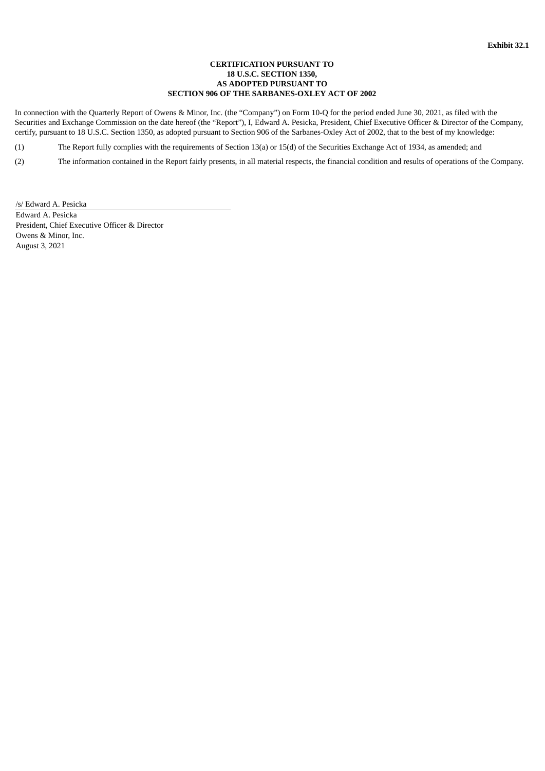**Exhibit 32.1**

**CERTIFICATION PURSUANT TO
18 U.S.C. SECTION 1350,
AS ADOPTED PURSUANT TO
SECTION 906 OF THE SARBANES-OXLEY ACT OF 2002**

In connection with the Quarterly Report of Owens & Minor, Inc. (the “Company”) on Form 10-Q for the period ended June 30, 2021, as filed with the Securities and Exchange Commission on the date hereof (the “Report”), I, Edward A. Pesicka, President, Chief Executive Officer & Director of the Company, certify, pursuant to 18 U.S.C. Section 1350, as adopted pursuant to Section 906 of the Sarbanes-Oxley Act of 2002, that to the best of my knowledge:

(1) The Report fully complies with the requirements of Section 13(a) or 15(d) of the Securities Exchange Act of 1934, as amended; and

(2) The information contained in the Report fairly presents, in all material respects, the financial condition and results of operations of the Company.

/s/ Edward A. Pesicka

Edward A. Pesicka
President, Chief Executive Officer & Director
Owens & Minor, Inc.
August 3, 2021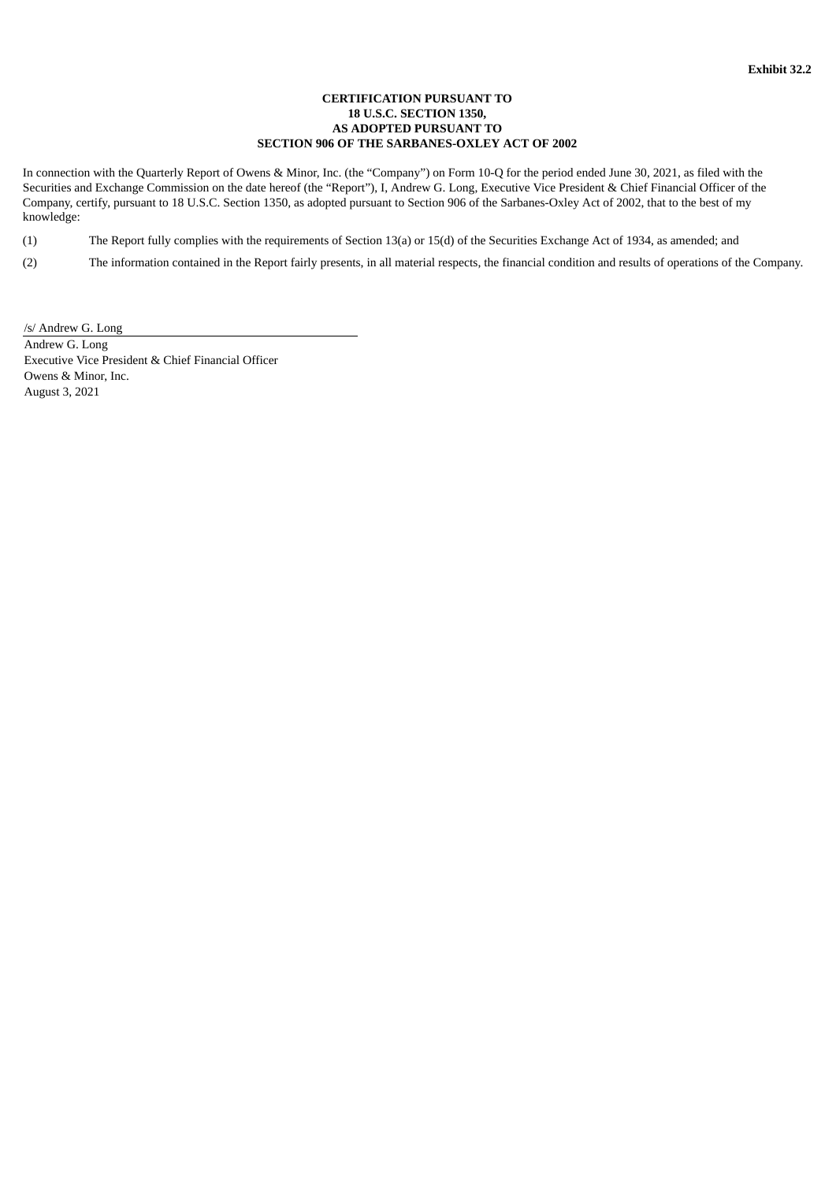**Exhibit 32.2**

**CERTIFICATION PURSUANT TO
18 U.S.C. SECTION 1350,
AS ADOPTED PURSUANT TO
SECTION 906 OF THE SARBANES-OXLEY ACT OF 2002**

In connection with the Quarterly Report of Owens & Minor, Inc. (the "Company") on Form 10-Q for the period ended June 30, 2021, as filed with the Securities and Exchange Commission on the date hereof (the "Report"), I, Andrew G. Long, Executive Vice President & Chief Financial Officer of the Company, certify, pursuant to 18 U.S.C. Section 1350, as adopted pursuant to Section 906 of the Sarbanes-Oxley Act of 2002, that to the best of my knowledge:

(1) The Report fully complies with the requirements of Section 13(a) or 15(d) of the Securities Exchange Act of 1934, as amended; and

(2) The information contained in the Report fairly presents, in all material respects, the financial condition and results of operations of the Company.

/s/ Andrew G. Long

Andrew G. Long
Executive Vice President & Chief Financial Officer
Owens & Minor, Inc.
August 3, 2021